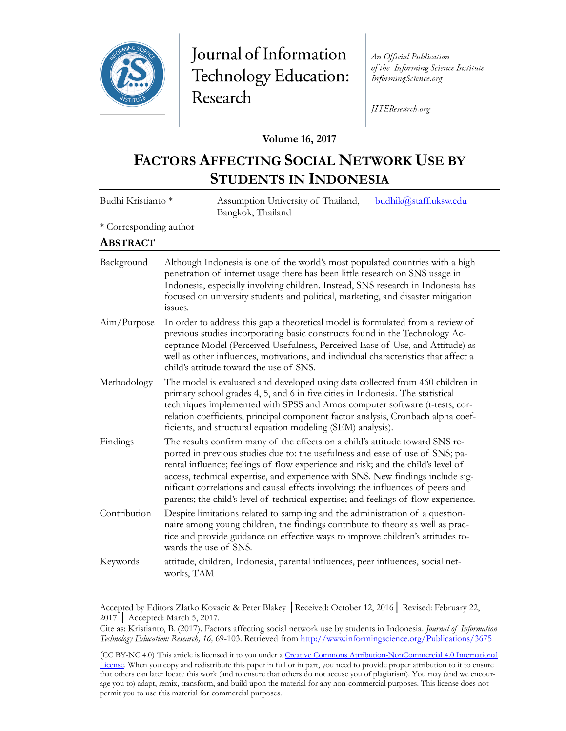Journal of Information Technology Education: Research

An Official Publication of the Informing Science Institute InformingScience.org

JITEResearch.org

**Volume 16, 2017**

# FACTORS AFFECTING SOCIAL NETWORK USE BY STUDENTS IN INDONESIA

| | | |
|---|---|---|
| Budhi Kristianto * | Assumption University of Thailand, Bangkok, Thailand | budhik@staff.uksw.edu |

\* Corresponding author

## ABSTRACT

| | |
|---|---|
| Background | Although Indonesia is one of the world's most populated countries with a high penetration of internet usage there has been little research on SNS usage in Indonesia, especially involving children. Instead, SNS research in Indonesia has focused on university students and political, marketing, and disaster mitigation issues. |
| Aim/Purpose | In order to address this gap a theoretical model is formulated from a review of previous studies incorporating basic constructs found in the Technology Acceptance Model (Perceived Usefulness, Perceived Ease of Use, and Attitude) as well as other influences, motivations, and individual characteristics that affect a child's attitude toward the use of SNS. |
| Methodology | The model is evaluated and developed using data collected from 460 children in primary school grades 4, 5, and 6 in five cities in Indonesia. The statistical techniques implemented with SPSS and Amos computer software (t-tests, correlation coefficients, principal component factor analysis, Cronbach alpha coefficients, and structural equation modeling (SEM) analysis). |
| Findings | The results confirm many of the effects on a child's attitude toward SNS reported in previous studies due to: the usefulness and ease of use of SNS; parental influence; feelings of flow experience and risk; and the child's level of access, technical expertise, and experience with SNS. New findings include significant correlations and causal effects involving: the influences of peers and parents; the child's level of technical expertise; and feelings of flow experience. |
| Contribution | Despite limitations related to sampling and the administration of a questionnaire among young children, the findings contribute to theory as well as practice and provide guidance on effective ways to improve children's attitudes towards the use of SNS. |
| Keywords | attitude, children, Indonesia, parental influences, peer influences, social networks, TAM |

Accepted by Editors Zlatko Kovacic & Peter Blakey │Received: October 12, 2016│ Revised: February 22, 2017 │ Accepted: March 5, 2017.

Cite as: Kristianto, B. (2017). Factors affecting social network use by students in Indonesia. *Journal of Information Technology Education: Research, 16,* 69-103. Retrieved from http://www.informingscience.org/Publications/3675

(CC BY-NC 4.0) This article is licensed it to you under a Creative Commons Attribution-NonCommercial 4.0 International License. When you copy and redistribute this paper in full or in part, you need to provide proper attribution to it to ensure that others can later locate this work (and to ensure that others do not accuse you of plagiarism). You may (and we encourage you to) adapt, remix, transform, and build upon the material for any non-commercial purposes. This license does not permit you to use this material for commercial purposes.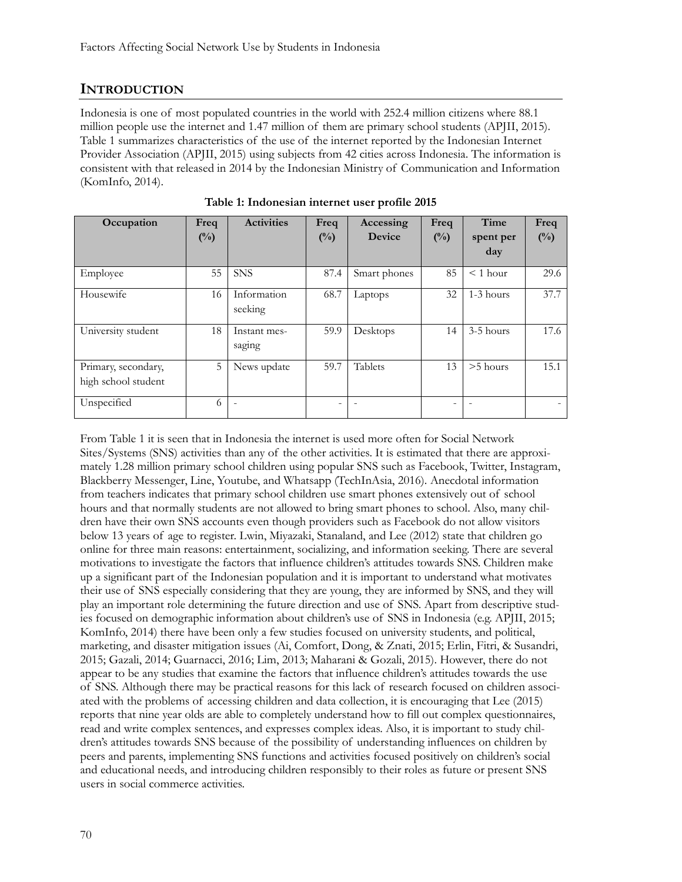## INTRODUCTION

Indonesia is one of most populated countries in the world with 252.4 million citizens where 88.1 million people use the internet and 1.47 million of them are primary school students (APJII, 2015). Table 1 summarizes characteristics of the use of the internet reported by the Indonesian Internet Provider Association (APJII, 2015) using subjects from 42 cities across Indonesia. The information is consistent with that released in 2014 by the Indonesian Ministry of Communication and Information (KomInfo, 2014).

**Table 1: Indonesian internet user profile 2015**

| Occupation | Freq (%) | Activities | Freq (%) | Accessing Device | Freq (%) | Time spent per day | Freq (%) |
|---|---|---|---|---|---|---|---|
| Employee | 55 | SNS | 87.4 | Smart phones | 85 | < 1 hour | 29.6 |
| Housewife | 16 | Information seeking | 68.7 | Laptops | 32 | 1-3 hours | 37.7 |
| University student | 18 | Instant messaging | 59.9 | Desktops | 14 | 3-5 hours | 17.6 |
| Primary, secondary, high school student | 5 | News update | 59.7 | Tablets | 13 | >5 hours | 15.1 |
| Unspecified | 6 | - | - | - | - | - | - |

From Table 1 it is seen that in Indonesia the internet is used more often for Social Network Sites/Systems (SNS) activities than any of the other activities. It is estimated that there are approximately 1.28 million primary school children using popular SNS such as Facebook, Twitter, Instagram, Blackberry Messenger, Line, Youtube, and Whatsapp (TechInAsia, 2016). Anecdotal information from teachers indicates that primary school children use smart phones extensively out of school hours and that normally students are not allowed to bring smart phones to school. Also, many children have their own SNS accounts even though providers such as Facebook do not allow visitors below 13 years of age to register. Lwin, Miyazaki, Stanaland, and Lee (2012) state that children go online for three main reasons: entertainment, socializing, and information seeking. There are several motivations to investigate the factors that influence children's attitudes towards SNS. Children make up a significant part of the Indonesian population and it is important to understand what motivates their use of SNS especially considering that they are young, they are informed by SNS, and they will play an important role determining the future direction and use of SNS. Apart from descriptive studies focused on demographic information about children's use of SNS in Indonesia (e.g. APJII, 2015; KomInfo, 2014) there have been only a few studies focused on university students, and political, marketing, and disaster mitigation issues (Ai, Comfort, Dong, & Znati, 2015; Erlin, Fitri, & Susandri, 2015; Gazali, 2014; Guarnacci, 2016; Lim, 2013; Maharani & Gozali, 2015). However, there do not appear to be any studies that examine the factors that influence children's attitudes towards the use of SNS. Although there may be practical reasons for this lack of research focused on children associated with the problems of accessing children and data collection, it is encouraging that Lee (2015) reports that nine year olds are able to completely understand how to fill out complex questionnaires, read and write complex sentences, and expresses complex ideas. Also, it is important to study children's attitudes towards SNS because of the possibility of understanding influences on children by peers and parents, implementing SNS functions and activities focused positively on children's social and educational needs, and introducing children responsibly to their roles as future or present SNS users in social commerce activities.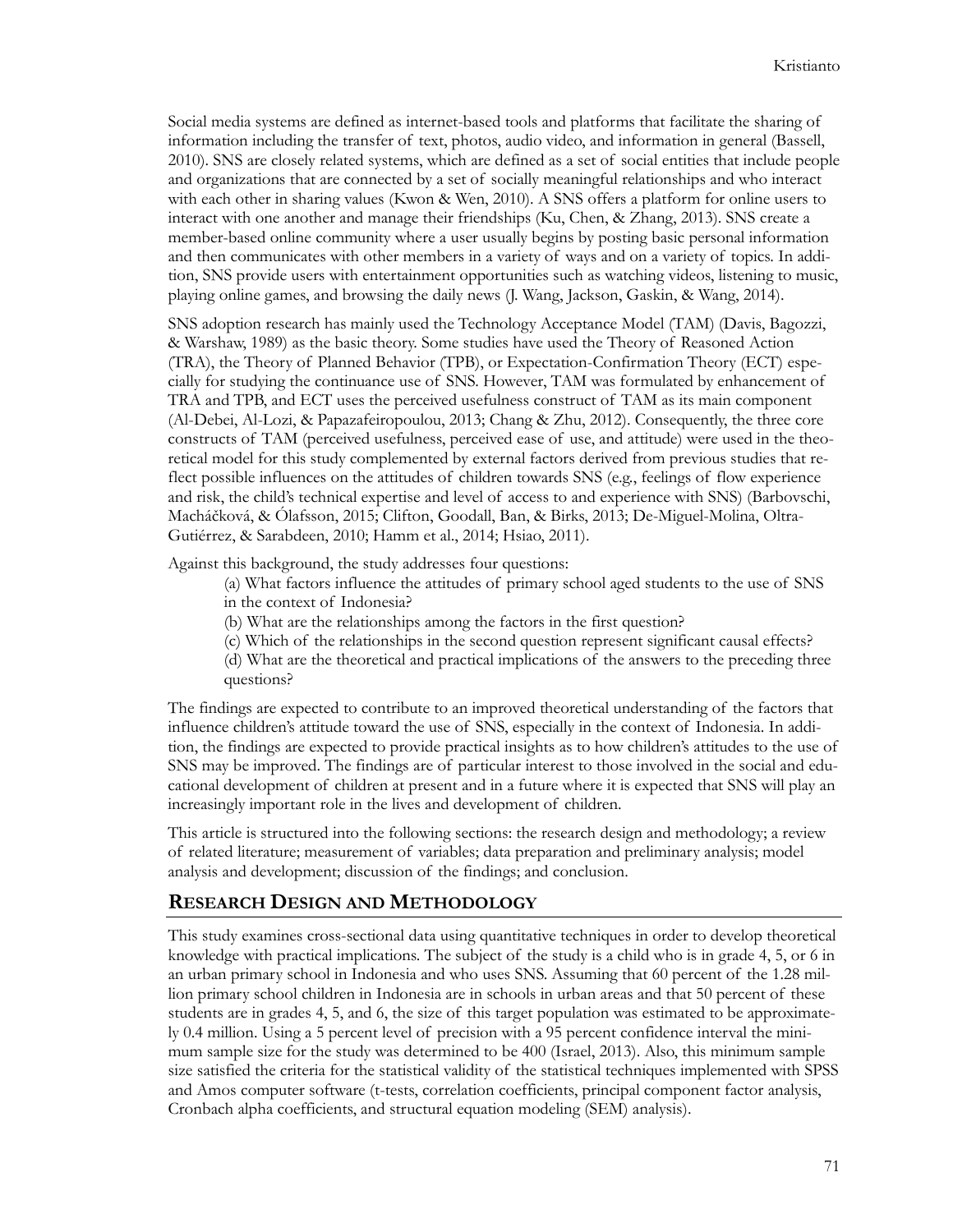Social media systems are defined as internet-based tools and platforms that facilitate the sharing of information including the transfer of text, photos, audio video, and information in general (Bassell, 2010). SNS are closely related systems, which are defined as a set of social entities that include people and organizations that are connected by a set of socially meaningful relationships and who interact with each other in sharing values (Kwon & Wen, 2010). A SNS offers a platform for online users to interact with one another and manage their friendships (Ku, Chen, & Zhang, 2013). SNS create a member-based online community where a user usually begins by posting basic personal information and then communicates with other members in a variety of ways and on a variety of topics. In addition, SNS provide users with entertainment opportunities such as watching videos, listening to music, playing online games, and browsing the daily news (J. Wang, Jackson, Gaskin, & Wang, 2014).

SNS adoption research has mainly used the Technology Acceptance Model (TAM) (Davis, Bagozzi, & Warshaw, 1989) as the basic theory. Some studies have used the Theory of Reasoned Action (TRA), the Theory of Planned Behavior (TPB), or Expectation-Confirmation Theory (ECT) especially for studying the continuance use of SNS. However, TAM was formulated by enhancement of TRA and TPB, and ECT uses the perceived usefulness construct of TAM as its main component (Al-Debei, Al-Lozi, & Papazafeiropoulou, 2013; Chang & Zhu, 2012). Consequently, the three core constructs of TAM (perceived usefulness, perceived ease of use, and attitude) were used in the theoretical model for this study complemented by external factors derived from previous studies that reflect possible influences on the attitudes of children towards SNS (e.g., feelings of flow experience and risk, the child's technical expertise and level of access to and experience with SNS) (Barbovschi, Macháčková, & Ólafsson, 2015; Clifton, Goodall, Ban, & Birks, 2013; De-Miguel-Molina, Oltra-Gutiérrez, & Sarabdeen, 2010; Hamm et al., 2014; Hsiao, 2011).

Against this background, the study addresses four questions:

(a) What factors influence the attitudes of primary school aged students to the use of SNS in the context of Indonesia?

(b) What are the relationships among the factors in the first question?

(c) Which of the relationships in the second question represent significant causal effects?

(d) What are the theoretical and practical implications of the answers to the preceding three questions?

The findings are expected to contribute to an improved theoretical understanding of the factors that influence children's attitude toward the use of SNS, especially in the context of Indonesia. In addition, the findings are expected to provide practical insights as to how children's attitudes to the use of SNS may be improved. The findings are of particular interest to those involved in the social and educational development of children at present and in a future where it is expected that SNS will play an increasingly important role in the lives and development of children.

This article is structured into the following sections: the research design and methodology; a review of related literature; measurement of variables; data preparation and preliminary analysis; model analysis and development; discussion of the findings; and conclusion.

## Research Design and Methodology

This study examines cross-sectional data using quantitative techniques in order to develop theoretical knowledge with practical implications. The subject of the study is a child who is in grade 4, 5, or 6 in an urban primary school in Indonesia and who uses SNS. Assuming that 60 percent of the 1.28 million primary school children in Indonesia are in schools in urban areas and that 50 percent of these students are in grades 4, 5, and 6, the size of this target population was estimated to be approximately 0.4 million. Using a 5 percent level of precision with a 95 percent confidence interval the minimum sample size for the study was determined to be 400 (Israel, 2013). Also, this minimum sample size satisfied the criteria for the statistical validity of the statistical techniques implemented with SPSS and Amos computer software (t-tests, correlation coefficients, principal component factor analysis, Cronbach alpha coefficients, and structural equation modeling (SEM) analysis).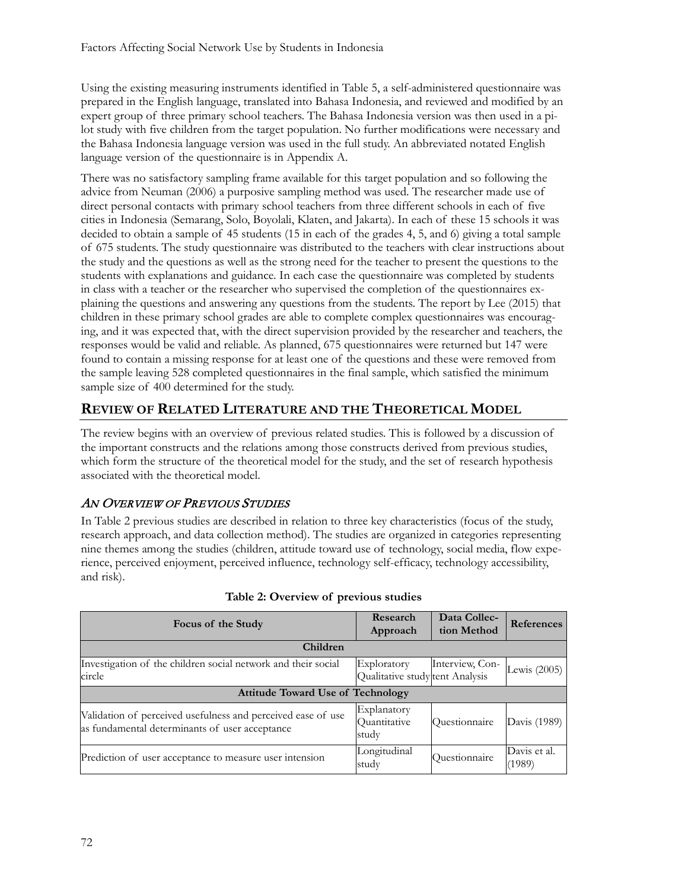Using the existing measuring instruments identified in Table 5, a self-administered questionnaire was prepared in the English language, translated into Bahasa Indonesia, and reviewed and modified by an expert group of three primary school teachers. The Bahasa Indonesia version was then used in a pilot study with five children from the target population. No further modifications were necessary and the Bahasa Indonesia language version was used in the full study. An abbreviated notated English language version of the questionnaire is in Appendix A.

There was no satisfactory sampling frame available for this target population and so following the advice from Neuman (2006) a purposive sampling method was used. The researcher made use of direct personal contacts with primary school teachers from three different schools in each of five cities in Indonesia (Semarang, Solo, Boyolali, Klaten, and Jakarta). In each of these 15 schools it was decided to obtain a sample of 45 students (15 in each of the grades 4, 5, and 6) giving a total sample of 675 students. The study questionnaire was distributed to the teachers with clear instructions about the study and the questions as well as the strong need for the teacher to present the questions to the students with explanations and guidance. In each case the questionnaire was completed by students in class with a teacher or the researcher who supervised the completion of the questionnaires explaining the questions and answering any questions from the students. The report by Lee (2015) that children in these primary school grades are able to complete complex questionnaires was encouraging, and it was expected that, with the direct supervision provided by the researcher and teachers, the responses would be valid and reliable. As planned, 675 questionnaires were returned but 147 were found to contain a missing response for at least one of the questions and these were removed from the sample leaving 528 completed questionnaires in the final sample, which satisfied the minimum sample size of 400 determined for the study.

## REVIEW OF RELATED LITERATURE AND THE THEORETICAL MODEL

The review begins with an overview of previous related studies. This is followed by a discussion of the important constructs and the relations among those constructs derived from previous studies, which form the structure of the theoretical model for the study, and the set of research hypothesis associated with the theoretical model.

### *AN OVERVIEW OF PREVIOUS STUDIES*

In Table 2 previous studies are described in relation to three key characteristics (focus of the study, research approach, and data collection method). The studies are organized in categories representing nine themes among the studies (children, attitude toward use of technology, social media, flow experience, perceived enjoyment, perceived influence, technology self-efficacy, technology accessibility, and risk).

**Table 2: Overview of previous studies**

| Focus of the Study | Research Approach | Data Collection Method | References |
|---|---|---|---|
| **Children** | | | |
| Investigation of the children social network and their social circle | Exploratory Qualitative study | Interview, Content Analysis | Lewis (2005) |
| **Attitude Toward Use of Technology** | | | |
| Validation of perceived usefulness and perceived ease of use as fundamental determinants of user acceptance | Explanatory Quantitative study | Questionnaire | Davis (1989) |
| Prediction of user acceptance to measure user intension | Longitudinal study | Questionnaire | Davis et al. (1989) |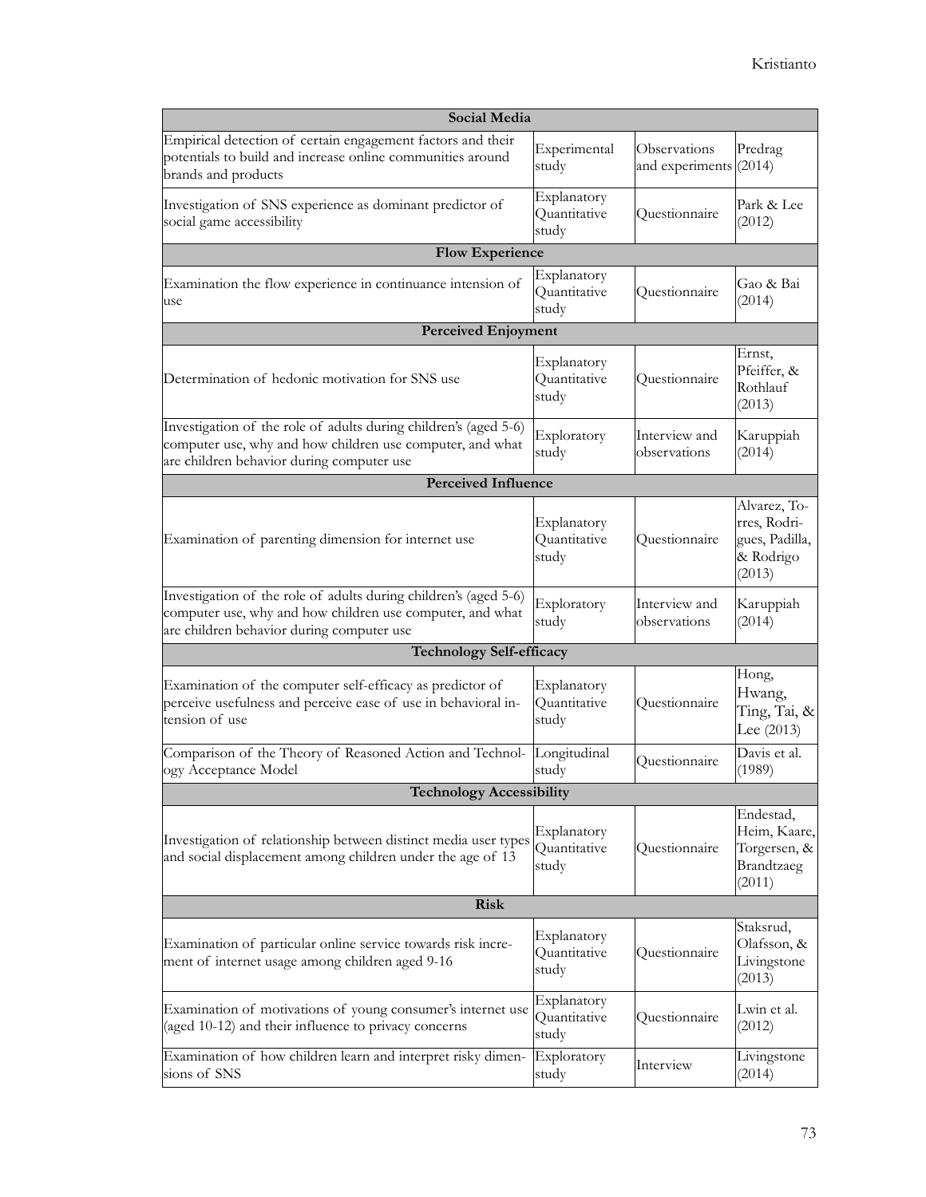| Social Media | | | |
|---|---|---|---|
| Empirical detection of certain engagement factors and their potentials to build and increase online communities around brands and products | Experimental study | Observations and experiments | Predrag (2014) |
| Investigation of SNS experience as dominant predictor of social game accessibility | Explanatory Quantitative study | Questionnaire | Park & Lee (2012) |
| **Flow Experience** | | | |
| Examination the flow experience in continuance intension of use | Explanatory Quantitative study | Questionnaire | Gao & Bai (2014) |
| **Perceived Enjoyment** | | | |
| Determination of hedonic motivation for SNS use | Explanatory Quantitative study | Questionnaire | Ernst, Pfeiffer, & Rothlauf (2013) |
| Investigation of the role of adults during children's (aged 5-6) computer use, why and how children use computer, and what are children behavior during computer use | Exploratory study | Interview and observations | Karuppiah (2014) |
| **Perceived Influence** | | | |
| Examination of parenting dimension for internet use | Explanatory Quantitative study | Questionnaire | Alvarez, Torres, Rodrigues, Padilla, & Rodrigo (2013) |
| Investigation of the role of adults during children's (aged 5-6) computer use, why and how children use computer, and what are children behavior during computer use | Exploratory study | Interview and observations | Karuppiah (2014) |
| **Technology Self-efficacy** | | | |
| Examination of the computer self-efficacy as predictor of perceive usefulness and perceive ease of use in behavioral intension of use | Explanatory Quantitative study | Questionnaire | Hong, Hwang, Ting, Tai, & Lee (2013) |
| Comparison of the Theory of Reasoned Action and Technology Acceptance Model | Longitudinal study | Questionnaire | Davis et al. (1989) |
| **Technology Accessibility** | | | |
| Investigation of relationship between distinct media user types and social displacement among children under the age of 13 | Explanatory Quantitative study | Questionnaire | Endestad, Heim, Kaare, Torgersen, & Brandtzaeg (2011) |
| **Risk** | | | |
| Examination of particular online service towards risk increment of internet usage among children aged 9-16 | Explanatory Quantitative study | Questionnaire | Staksrud, Olafsson, & Livingstone (2013) |
| Examination of motivations of young consumer's internet use (aged 10-12) and their influence to privacy concerns | Explanatory Quantitative study | Questionnaire | Lwin et al. (2012) |
| Examination of how children learn and interpret risky dimensions of SNS | Exploratory study | Interview | Livingstone (2014) |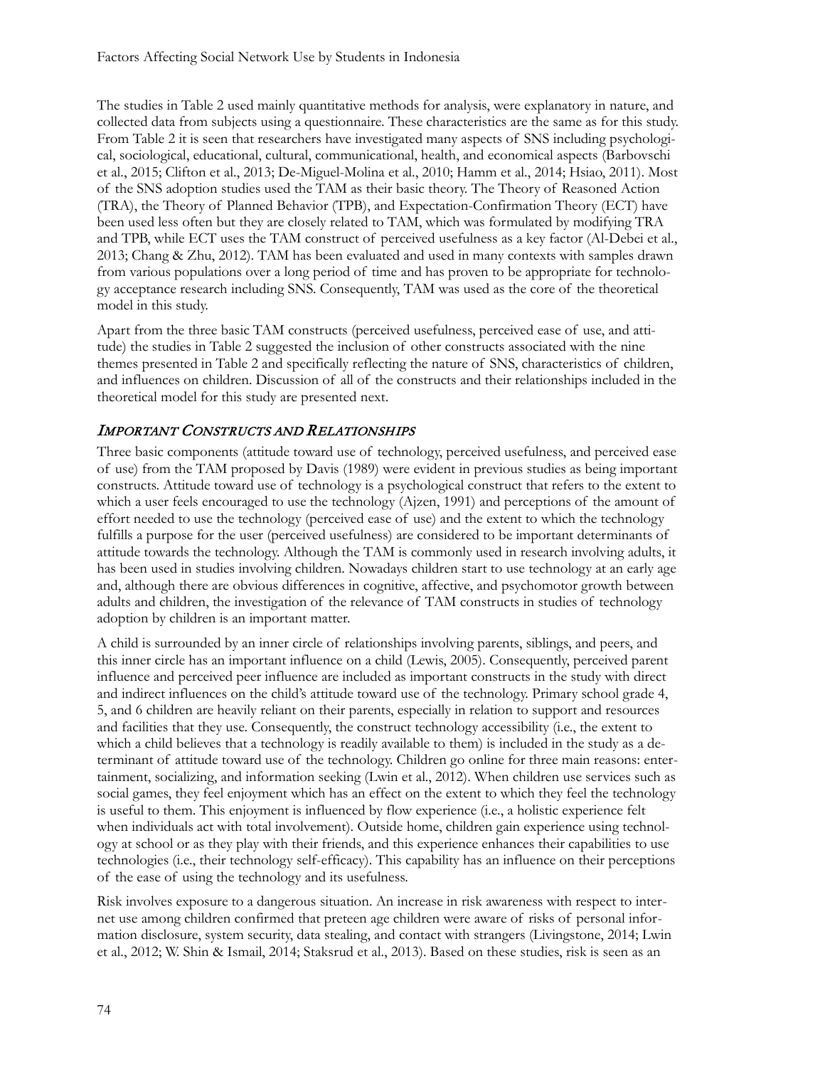The studies in Table 2 used mainly quantitative methods for analysis, were explanatory in nature, and collected data from subjects using a questionnaire. These characteristics are the same as for this study. From Table 2 it is seen that researchers have investigated many aspects of SNS including psychological, sociological, educational, cultural, communicational, health, and economical aspects (Barbovschi et al., 2015; Clifton et al., 2013; De-Miguel-Molina et al., 2010; Hamm et al., 2014; Hsiao, 2011). Most of the SNS adoption studies used the TAM as their basic theory. The Theory of Reasoned Action (TRA), the Theory of Planned Behavior (TPB), and Expectation-Confirmation Theory (ECT) have been used less often but they are closely related to TAM, which was formulated by modifying TRA and TPB, while ECT uses the TAM construct of perceived usefulness as a key factor (Al-Debei et al., 2013; Chang & Zhu, 2012). TAM has been evaluated and used in many contexts with samples drawn from various populations over a long period of time and has proven to be appropriate for technology acceptance research including SNS. Consequently, TAM was used as the core of the theoretical model in this study.

Apart from the three basic TAM constructs (perceived usefulness, perceived ease of use, and attitude) the studies in Table 2 suggested the inclusion of other constructs associated with the nine themes presented in Table 2 and specifically reflecting the nature of SNS, characteristics of children, and influences on children. Discussion of all of the constructs and their relationships included in the theoretical model for this study are presented next.

## *Important Constructs and Relationships*

Three basic components (attitude toward use of technology, perceived usefulness, and perceived ease of use) from the TAM proposed by Davis (1989) were evident in previous studies as being important constructs. Attitude toward use of technology is a psychological construct that refers to the extent to which a user feels encouraged to use the technology (Ajzen, 1991) and perceptions of the amount of effort needed to use the technology (perceived ease of use) and the extent to which the technology fulfills a purpose for the user (perceived usefulness) are considered to be important determinants of attitude towards the technology. Although the TAM is commonly used in research involving adults, it has been used in studies involving children. Nowadays children start to use technology at an early age and, although there are obvious differences in cognitive, affective, and psychomotor growth between adults and children, the investigation of the relevance of TAM constructs in studies of technology adoption by children is an important matter.

A child is surrounded by an inner circle of relationships involving parents, siblings, and peers, and this inner circle has an important influence on a child (Lewis, 2005). Consequently, perceived parent influence and perceived peer influence are included as important constructs in the study with direct and indirect influences on the child's attitude toward use of the technology. Primary school grade 4, 5, and 6 children are heavily reliant on their parents, especially in relation to support and resources and facilities that they use. Consequently, the construct technology accessibility (i.e., the extent to which a child believes that a technology is readily available to them) is included in the study as a determinant of attitude toward use of the technology. Children go online for three main reasons: entertainment, socializing, and information seeking (Lwin et al., 2012). When children use services such as social games, they feel enjoyment which has an effect on the extent to which they feel the technology is useful to them. This enjoyment is influenced by flow experience (i.e., a holistic experience felt when individuals act with total involvement). Outside home, children gain experience using technology at school or as they play with their friends, and this experience enhances their capabilities to use technologies (i.e., their technology self-efficacy). This capability has an influence on their perceptions of the ease of using the technology and its usefulness.

Risk involves exposure to a dangerous situation. An increase in risk awareness with respect to internet use among children confirmed that preteen age children were aware of risks of personal information disclosure, system security, data stealing, and contact with strangers (Livingstone, 2014; Lwin et al., 2012; W. Shin & Ismail, 2014; Staksrud et al., 2013). Based on these studies, risk is seen as an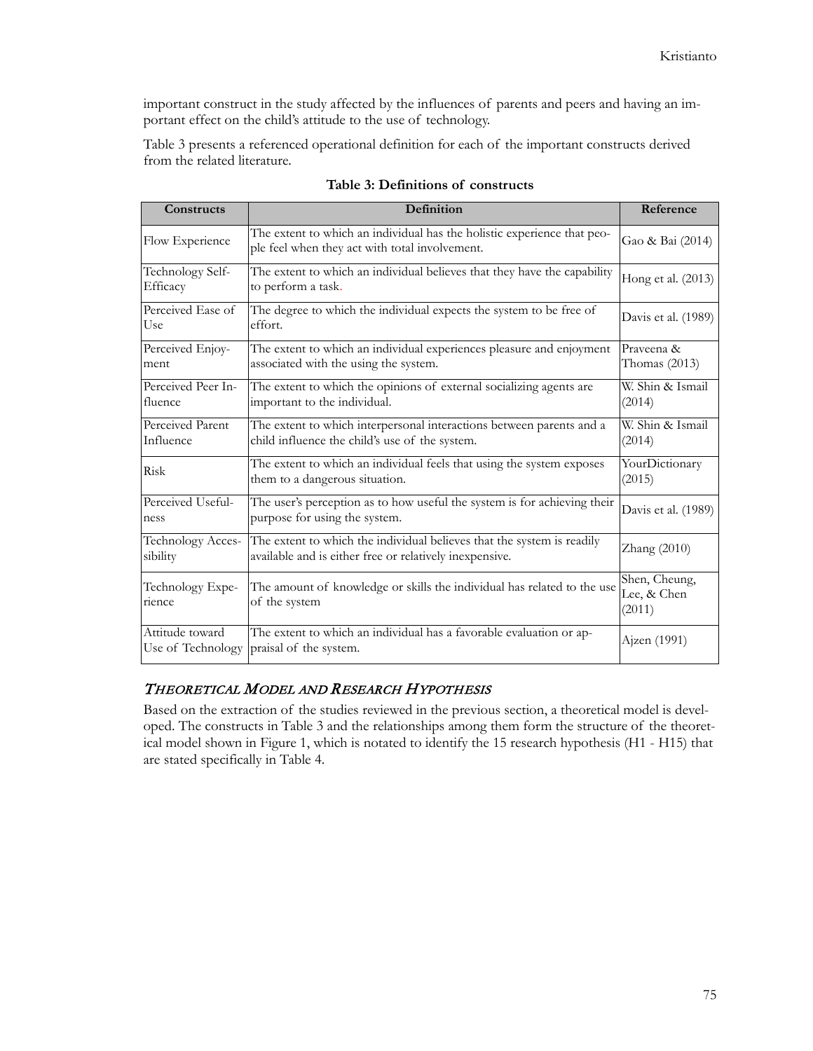important construct in the study affected by the influences of parents and peers and having an important effect on the child's attitude to the use of technology.

Table 3 presents a referenced operational definition for each of the important constructs derived from the related literature.

**Table 3: Definitions of constructs**

| Constructs | Definition | Reference |
|---|---|---|
| Flow Experience | The extent to which an individual has the holistic experience that people feel when they act with total involvement. | Gao & Bai (2014) |
| Technology Self-Efficacy | The extent to which an individual believes that they have the capability to perform a task. | Hong et al. (2013) |
| Perceived Ease of Use | The degree to which the individual expects the system to be free of effort. | Davis et al. (1989) |
| Perceived Enjoyment | The extent to which an individual experiences pleasure and enjoyment associated with the using the system. | Praveena & Thomas (2013) |
| Perceived Peer Influence | The extent to which the opinions of external socializing agents are important to the individual. | W. Shin & Ismail (2014) |
| Perceived Parent Influence | The extent to which interpersonal interactions between parents and a child influence the child's use of the system. | W. Shin & Ismail (2014) |
| Risk | The extent to which an individual feels that using the system exposes them to a dangerous situation. | YourDictionary (2015) |
| Perceived Usefulness | The user's perception as to how useful the system is for achieving their purpose for using the system. | Davis et al. (1989) |
| Technology Accessibility | The extent to which the individual believes that the system is readily available and is either free or relatively inexpensive. | Zhang (2010) |
| Technology Experience | The amount of knowledge or skills the individual has related to the use of the system | Shen, Cheung, Lee, & Chen (2011) |
| Attitude toward Use of Technology | The extent to which an individual has a favorable evaluation or appraisal of the system. | Ajzen (1991) |

## *Theoretical Model and Research Hypothesis*

Based on the extraction of the studies reviewed in the previous section, a theoretical model is developed. The constructs in Table 3 and the relationships among them form the structure of the theoretical model shown in Figure 1, which is notated to identify the 15 research hypothesis (H1 - H15) that are stated specifically in Table 4.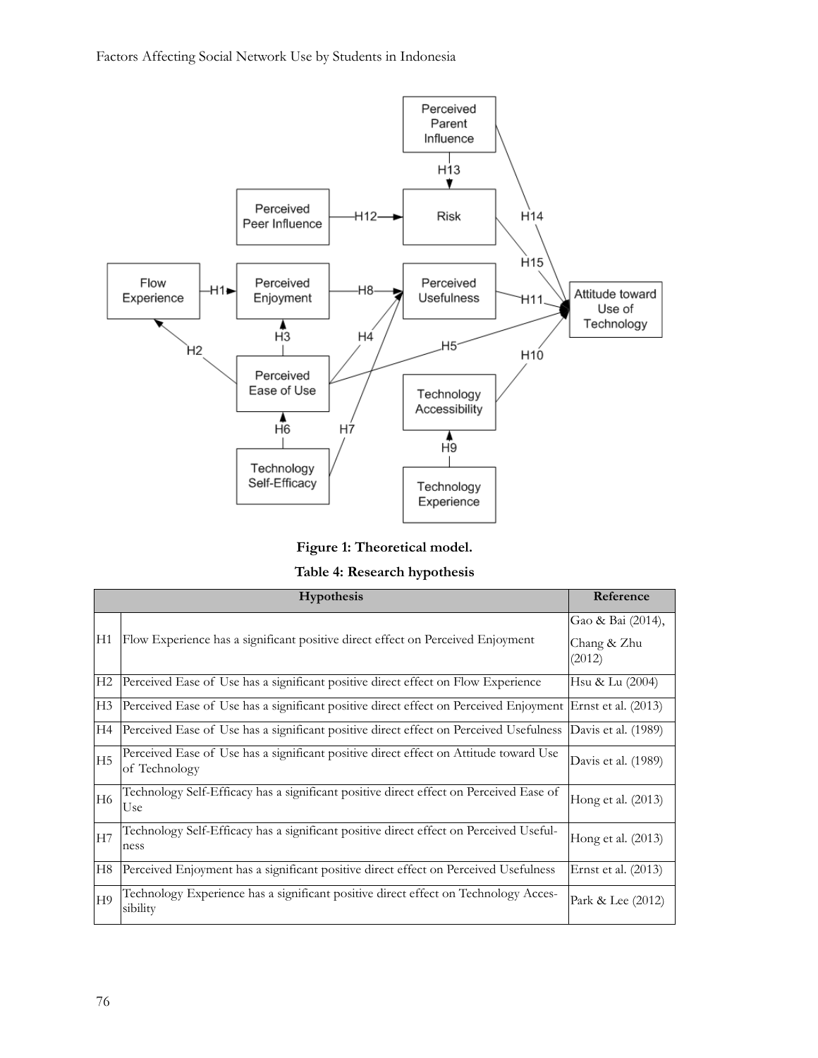**Figure 1: Theoretical model.**

**Table 4: Research hypothesis**

| | Hypothesis | Reference |
|---|---|---|
| H1 | Flow Experience has a significant positive direct effect on Perceived Enjoyment | Gao & Bai (2014), Chang & Zhu (2012) |
| H2 | Perceived Ease of Use has a significant positive direct effect on Flow Experience | Hsu & Lu (2004) |
| H3 | Perceived Ease of Use has a significant positive direct effect on Perceived Enjoyment | Ernst et al. (2013) |
| H4 | Perceived Ease of Use has a significant positive direct effect on Perceived Usefulness | Davis et al. (1989) |
| H5 | Perceived Ease of Use has a significant positive direct effect on Attitude toward Use of Technology | Davis et al. (1989) |
| H6 | Technology Self-Efficacy has a significant positive direct effect on Perceived Ease of Use | Hong et al. (2013) |
| H7 | Technology Self-Efficacy has a significant positive direct effect on Perceived Usefulness | Hong et al. (2013) |
| H8 | Perceived Enjoyment has a significant positive direct effect on Perceived Usefulness | Ernst et al. (2013) |
| H9 | Technology Experience has a significant positive direct effect on Technology Accessibility | Park & Lee (2012) |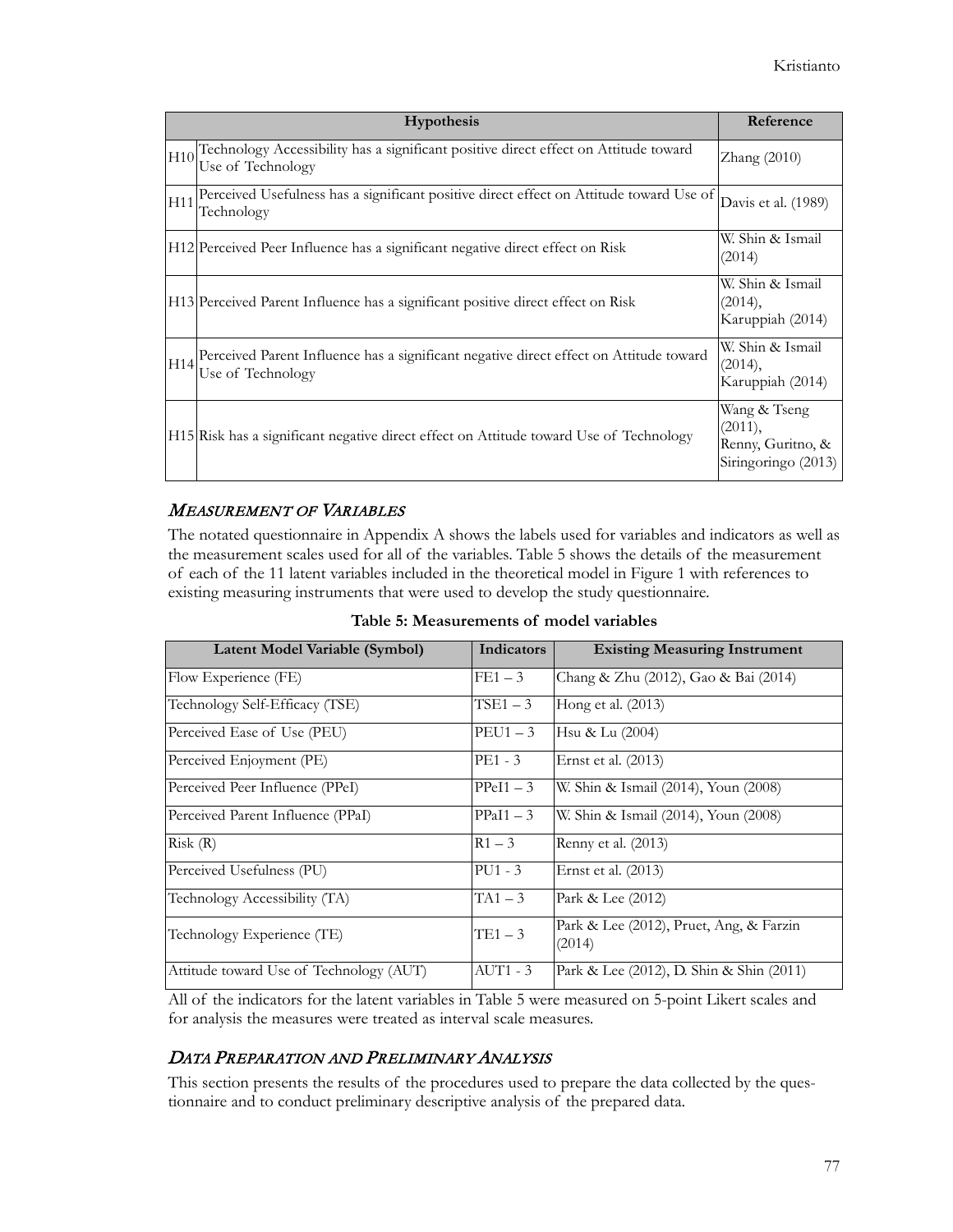| | Hypothesis | Reference |
|---|---|---|
| H10 | Technology Accessibility has a significant positive direct effect on Attitude toward Use of Technology | Zhang (2010) |
| H11 | Perceived Usefulness has a significant positive direct effect on Attitude toward Use of Technology | Davis et al. (1989) |
| H12 | Perceived Peer Influence has a significant negative direct effect on Risk | W. Shin & Ismail (2014) |
| H13 | Perceived Parent Influence has a significant positive direct effect on Risk | W. Shin & Ismail (2014), Karuppiah (2014) |
| H14 | Perceived Parent Influence has a significant negative direct effect on Attitude toward Use of Technology | W. Shin & Ismail (2014), Karuppiah (2014) |
| H15 | Risk has a significant negative direct effect on Attitude toward Use of Technology | Wang & Tseng (2011), Renny, Guritno, & Siringoringo (2013) |

### *Measurement of Variables*

The notated questionnaire in Appendix A shows the labels used for variables and indicators as well as the measurement scales used for all of the variables. Table 5 shows the details of the measurement of each of the 11 latent variables included in the theoretical model in Figure 1 with references to existing measuring instruments that were used to develop the study questionnaire.

**Table 5: Measurements of model variables**

| Latent Model Variable (Symbol) | Indicators | Existing Measuring Instrument |
|---|---|---|
| Flow Experience (FE) | FE1 – 3 | Chang & Zhu (2012), Gao & Bai (2014) |
| Technology Self-Efficacy (TSE) | TSE1 – 3 | Hong et al. (2013) |
| Perceived Ease of Use (PEU) | PEU1 – 3 | Hsu & Lu (2004) |
| Perceived Enjoyment (PE) | PE1 - 3 | Ernst et al. (2013) |
| Perceived Peer Influence (PPeI) | PPeI1 – 3 | W. Shin & Ismail (2014), Youn (2008) |
| Perceived Parent Influence (PPaI) | PPaI1 – 3 | W. Shin & Ismail (2014), Youn (2008) |
| Risk (R) | R1 – 3 | Renny et al. (2013) |
| Perceived Usefulness (PU) | PU1 - 3 | Ernst et al. (2013) |
| Technology Accessibility (TA) | TA1 – 3 | Park & Lee (2012) |
| Technology Experience (TE) | TE1 – 3 | Park & Lee (2012), Pruet, Ang, & Farzin (2014) |
| Attitude toward Use of Technology (AUT) | AUT1 - 3 | Park & Lee (2012), D. Shin & Shin (2011) |

All of the indicators for the latent variables in Table 5 were measured on 5-point Likert scales and for analysis the measures were treated as interval scale measures.

### *Data Preparation and Preliminary Analysis*

This section presents the results of the procedures used to prepare the data collected by the questionnaire and to conduct preliminary descriptive analysis of the prepared data.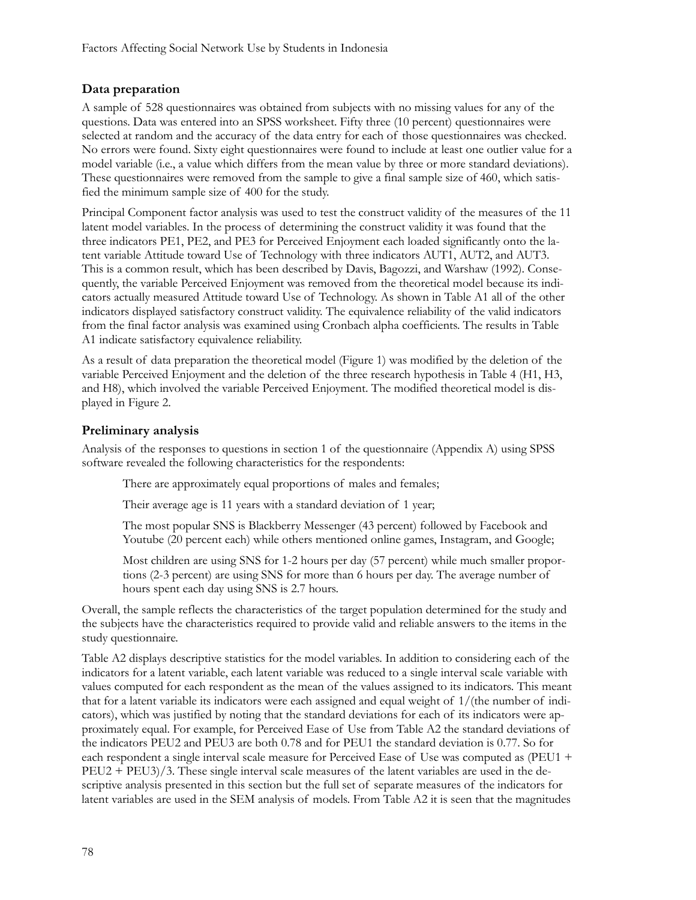## Data preparation

A sample of 528 questionnaires was obtained from subjects with no missing values for any of the questions. Data was entered into an SPSS worksheet. Fifty three (10 percent) questionnaires were selected at random and the accuracy of the data entry for each of those questionnaires was checked. No errors were found. Sixty eight questionnaires were found to include at least one outlier value for a model variable (i.e., a value which differs from the mean value by three or more standard deviations). These questionnaires were removed from the sample to give a final sample size of 460, which satisfied the minimum sample size of 400 for the study.

Principal Component factor analysis was used to test the construct validity of the measures of the 11 latent model variables. In the process of determining the construct validity it was found that the three indicators PE1, PE2, and PE3 for Perceived Enjoyment each loaded significantly onto the latent variable Attitude toward Use of Technology with three indicators AUT1, AUT2, and AUT3. This is a common result, which has been described by Davis, Bagozzi, and Warshaw (1992). Consequently, the variable Perceived Enjoyment was removed from the theoretical model because its indicators actually measured Attitude toward Use of Technology. As shown in Table A1 all of the other indicators displayed satisfactory construct validity. The equivalence reliability of the valid indicators from the final factor analysis was examined using Cronbach alpha coefficients. The results in Table A1 indicate satisfactory equivalence reliability.

As a result of data preparation the theoretical model (Figure 1) was modified by the deletion of the variable Perceived Enjoyment and the deletion of the three research hypothesis in Table 4 (H1, H3, and H8), which involved the variable Perceived Enjoyment. The modified theoretical model is displayed in Figure 2.

## Preliminary analysis

Analysis of the responses to questions in section 1 of the questionnaire (Appendix A) using SPSS software revealed the following characteristics for the respondents:

There are approximately equal proportions of males and females;

Their average age is 11 years with a standard deviation of 1 year;

The most popular SNS is Blackberry Messenger (43 percent) followed by Facebook and Youtube (20 percent each) while others mentioned online games, Instagram, and Google;

Most children are using SNS for 1-2 hours per day (57 percent) while much smaller proportions (2-3 percent) are using SNS for more than 6 hours per day. The average number of hours spent each day using SNS is 2.7 hours.

Overall, the sample reflects the characteristics of the target population determined for the study and the subjects have the characteristics required to provide valid and reliable answers to the items in the study questionnaire.

Table A2 displays descriptive statistics for the model variables. In addition to considering each of the indicators for a latent variable, each latent variable was reduced to a single interval scale variable with values computed for each respondent as the mean of the values assigned to its indicators. This meant that for a latent variable its indicators were each assigned and equal weight of 1/(the number of indicators), which was justified by noting that the standard deviations for each of its indicators were approximately equal. For example, for Perceived Ease of Use from Table A2 the standard deviations of the indicators PEU2 and PEU3 are both 0.78 and for PEU1 the standard deviation is 0.77. So for each respondent a single interval scale measure for Perceived Ease of Use was computed as (PEU1 + PEU2 + PEU3)/3. These single interval scale measures of the latent variables are used in the descriptive analysis presented in this section but the full set of separate measures of the indicators for latent variables are used in the SEM analysis of models. From Table A2 it is seen that the magnitudes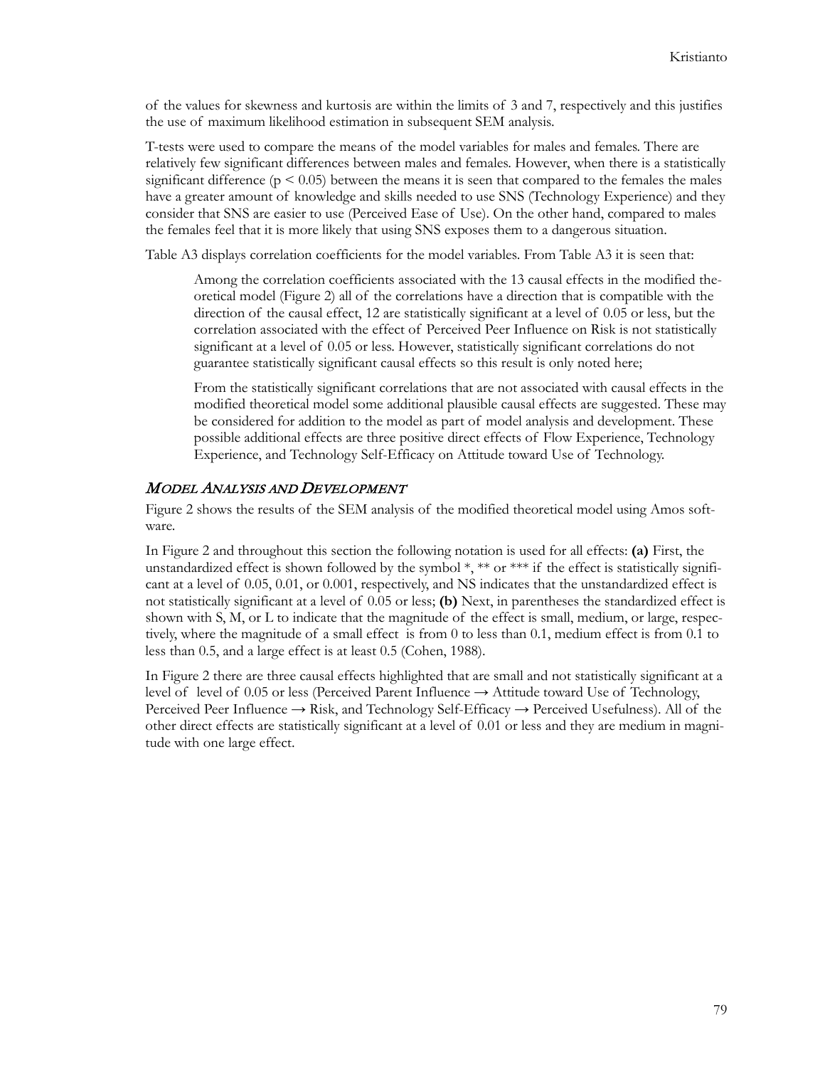of the values for skewness and kurtosis are within the limits of 3 and 7, respectively and this justifies the use of maximum likelihood estimation in subsequent SEM analysis.

T-tests were used to compare the means of the model variables for males and females. There are relatively few significant differences between males and females. However, when there is a statistically significant difference ($p < 0.05$) between the means it is seen that compared to the females the males have a greater amount of knowledge and skills needed to use SNS (Technology Experience) and they consider that SNS are easier to use (Perceived Ease of Use). On the other hand, compared to males the females feel that it is more likely that using SNS exposes them to a dangerous situation.

Table A3 displays correlation coefficients for the model variables. From Table A3 it is seen that:

> Among the correlation coefficients associated with the 13 causal effects in the modified theoretical model (Figure 2) all of the correlations have a direction that is compatible with the direction of the causal effect, 12 are statistically significant at a level of 0.05 or less, but the correlation associated with the effect of Perceived Peer Influence on Risk is not statistically significant at a level of 0.05 or less. However, statistically significant correlations do not guarantee statistically significant causal effects so this result is only noted here;
>
> From the statistically significant correlations that are not associated with causal effects in the modified theoretical model some additional plausible causal effects are suggested. These may be considered for addition to the model as part of model analysis and development. These possible additional effects are three positive direct effects of Flow Experience, Technology Experience, and Technology Self-Efficacy on Attitude toward Use of Technology.

## *Model Analysis and Development*

Figure 2 shows the results of the SEM analysis of the modified theoretical model using Amos software.

In Figure 2 and throughout this section the following notation is used for all effects: **(a)** First, the unstandardized effect is shown followed by the symbol *, ** or *** if the effect is statistically significant at a level of 0.05, 0.01, or 0.001, respectively, and NS indicates that the unstandardized effect is not statistically significant at a level of 0.05 or less; **(b)** Next, in parentheses the standardized effect is shown with S, M, or L to indicate that the magnitude of the effect is small, medium, or large, respectively, where the magnitude of a small effect is from 0 to less than 0.1, medium effect is from 0.1 to less than 0.5, and a large effect is at least 0.5 (Cohen, 1988).

In Figure 2 there are three causal effects highlighted that are small and not statistically significant at a level of level of 0.05 or less (Perceived Parent Influence → Attitude toward Use of Technology, Perceived Peer Influence → Risk, and Technology Self-Efficacy → Perceived Usefulness). All of the other direct effects are statistically significant at a level of 0.01 or less and they are medium in magnitude with one large effect.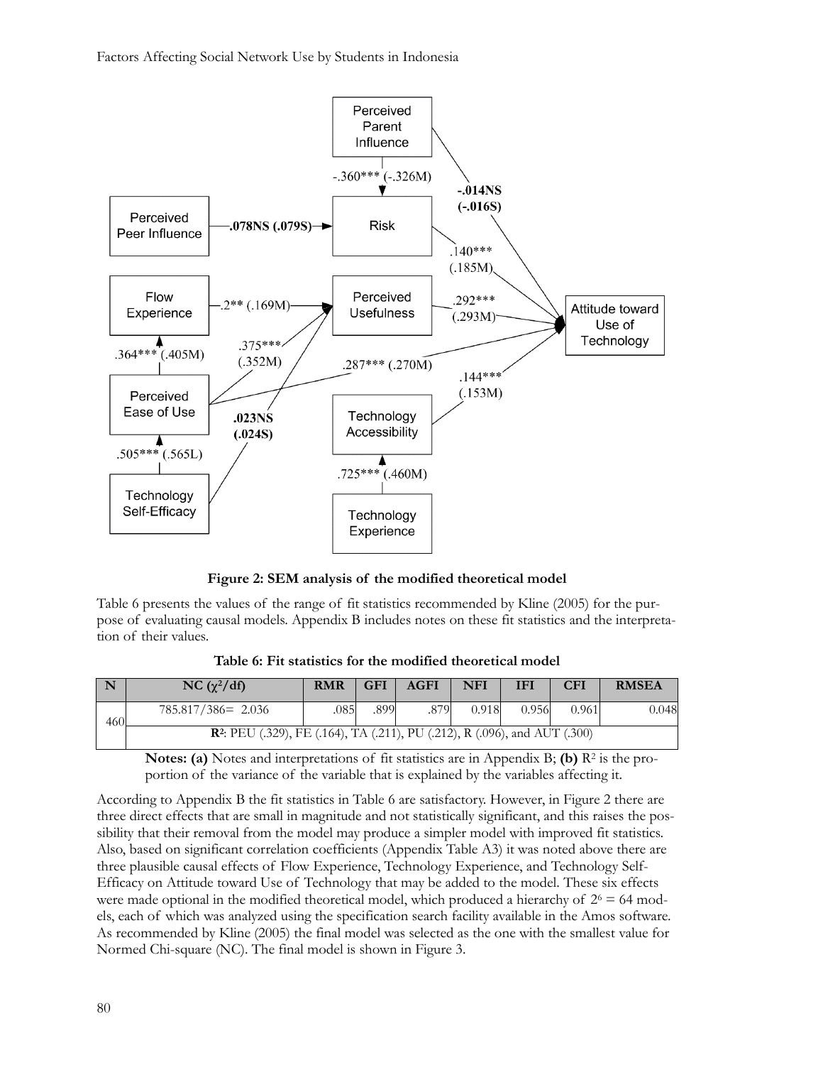**Figure 2: SEM analysis of the modified theoretical model**

Table 6 presents the values of the range of fit statistics recommended by Kline (2005) for the purpose of evaluating causal models. Appendix B includes notes on these fit statistics and the interpretation of their values.

**Table 6: Fit statistics for the modified theoretical model**

| N | NC ($\chi^2$/df) | RMR | GFI | AGFI | NFI | IFI | CFI | RMSEA |
|---|---|---|---|---|---|---|---|---|
| 460 | 785.817/386= 2.036 | .085 | .899 | .879 | 0.918 | 0.956 | 0.961 | 0.048 |
| | **$R^2$**: PEU (.329), FE (.164), TA (.211), PU (.212), R (.096), and AUT (.300) | | | | | | | |

**Notes: (a)** Notes and interpretations of fit statistics are in Appendix B; **(b)** $R^2$ is the proportion of the variance of the variable that is explained by the variables affecting it.

According to Appendix B the fit statistics in Table 6 are satisfactory. However, in Figure 2 there are three direct effects that are small in magnitude and not statistically significant, and this raises the possibility that their removal from the model may produce a simpler model with improved fit statistics. Also, based on significant correlation coefficients (Appendix Table A3) it was noted above there are three plausible causal effects of Flow Experience, Technology Experience, and Technology Self-Efficacy on Attitude toward Use of Technology that may be added to the model. These six effects were made optional in the modified theoretical model, which produced a hierarchy of $2^6 = 64$ models, each of which was analyzed using the specification search facility available in the Amos software. As recommended by Kline (2005) the final model was selected as the one with the smallest value for Normed Chi-square (NC). The final model is shown in Figure 3.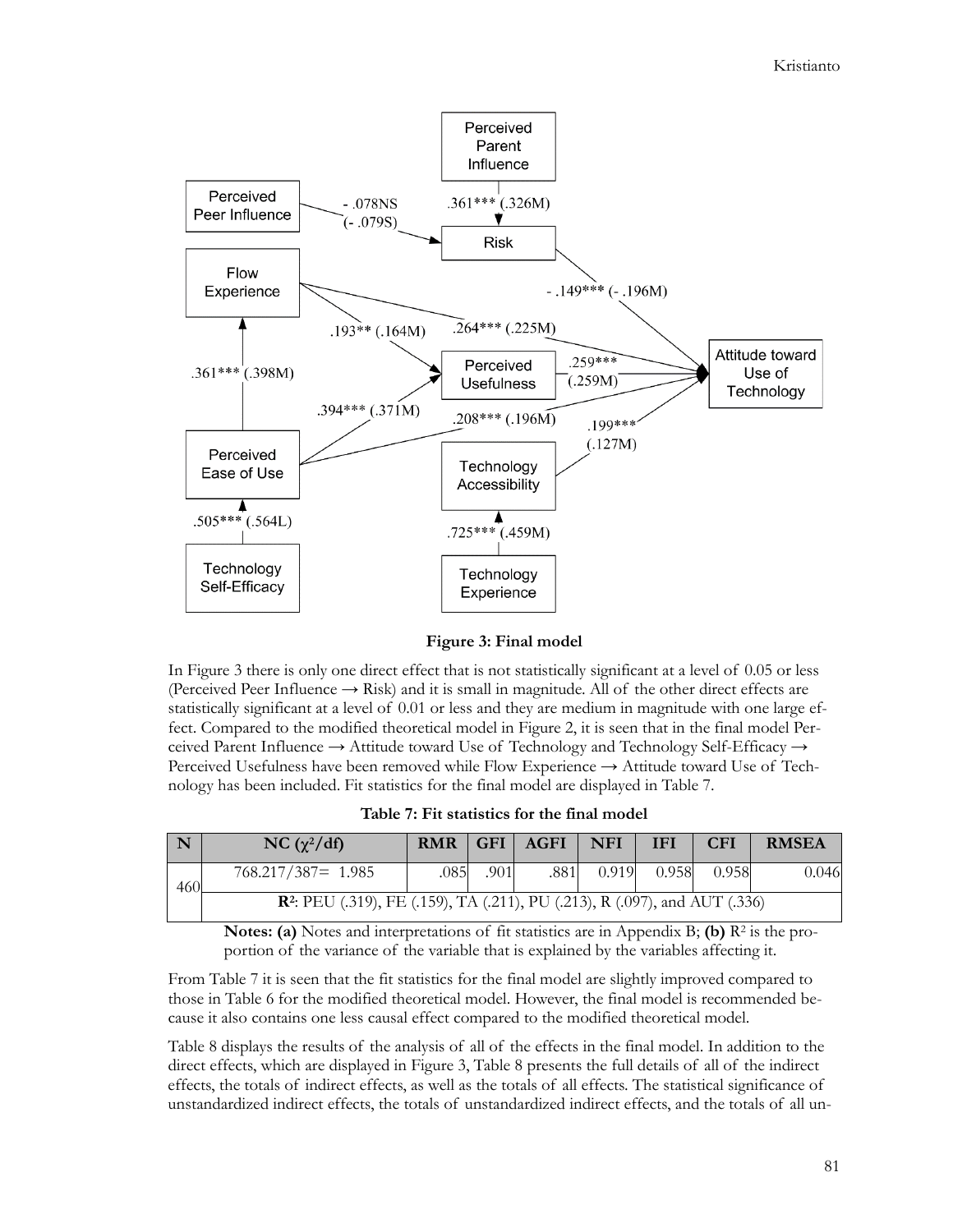**Figure 3: Final model**

In Figure 3 there is only one direct effect that is not statistically significant at a level of 0.05 or less (Perceived Peer Influence → Risk) and it is small in magnitude. All of the other direct effects are statistically significant at a level of 0.01 or less and they are medium in magnitude with one large effect. Compared to the modified theoretical model in Figure 2, it is seen that in the final model Perceived Parent Influence → Attitude toward Use of Technology and Technology Self-Efficacy → Perceived Usefulness have been removed while Flow Experience → Attitude toward Use of Technology has been included. Fit statistics for the final model are displayed in Table 7.

**Table 7: Fit statistics for the final model**

| N | NC ($\chi^2$/df) | RMR | GFI | AGFI | NFI | IFI | CFI | RMSEA |
|---|---|---|---|---|---|---|---|---|
| 460 | 768.217/387= 1.985 | .085 | .901 | .881 | 0.919 | 0.958 | 0.958 | 0.046 |
| | **$R^2$**: PEU (.319), FE (.159), TA (.211), PU (.213), R (.097), and AUT (.336) | | | | | | | |

**Notes: (a)** Notes and interpretations of fit statistics are in Appendix B; **(b)** $R^2$ is the proportion of the variance of the variable that is explained by the variables affecting it.

From Table 7 it is seen that the fit statistics for the final model are slightly improved compared to those in Table 6 for the modified theoretical model. However, the final model is recommended because it also contains one less causal effect compared to the modified theoretical model.

Table 8 displays the results of the analysis of all of the effects in the final model. In addition to the direct effects, which are displayed in Figure 3, Table 8 presents the full details of all of the indirect effects, the totals of indirect effects, as well as the totals of all effects. The statistical significance of unstandardized indirect effects, the totals of unstandardized indirect effects, and the totals of all un-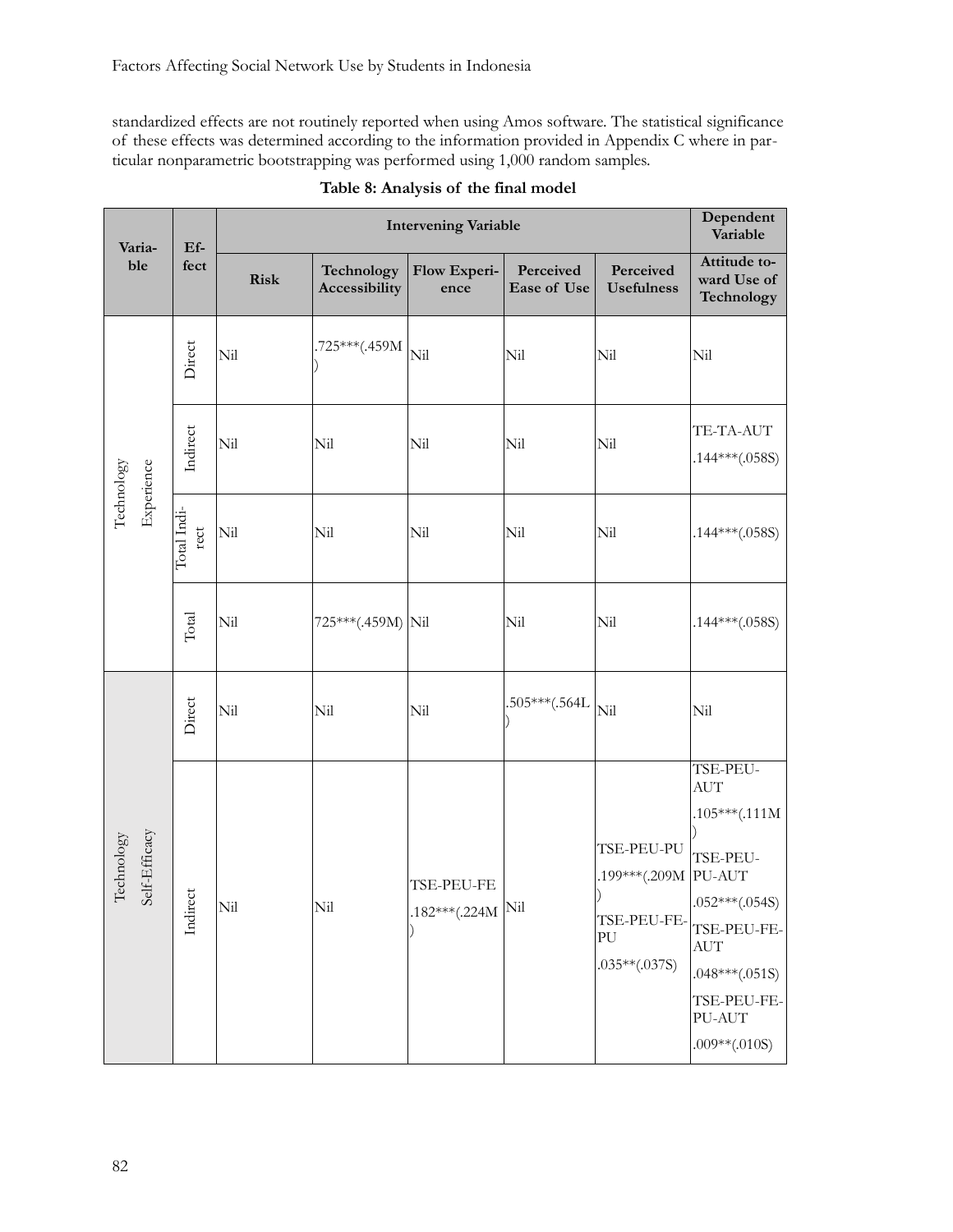standardized effects are not routinely reported when using Amos software. The statistical significance of these effects was determined according to the information provided in Appendix C where in particular nonparametric bootstrapping was performed using 1,000 random samples.

**Table 8: Analysis of the final model**

| Variable | Effect | Intervening Variable | | | | | Dependent Variable |
|---|---|---|---|---|---|---|---|
| | | Risk | Technology Accessibility | Flow Experience | Perceived Ease of Use | Perceived Usefulness | Attitude toward Use of Technology |
| Technology Experience | Direct | Nil | .725***(.459M) | Nil | Nil | Nil | Nil |
| | Indirect | Nil | Nil | Nil | Nil | Nil | TE-TA-AUT .144***(.058S) |
| | Total Indirect | Nil | Nil | Nil | Nil | Nil | .144***(.058S) |
| | Total | Nil | 725***(.459M) | Nil | Nil | Nil | .144***(.058S) |
| Technology Self-Efficacy | Direct | Nil | Nil | Nil | .505***(.564L) | Nil | Nil |
| | Indirect | Nil | Nil | TSE-PEU-FE .182***(.224M) | Nil | TSE-PEU-PU .199***(.209M) TSE-PEU-FE-PU .035**(.037S) | TSE-PEU-AUT .105***(.111M) TSE-PEU-PU-AUT .052***(.054S) TSE-PEU-FE-AUT .048***(.051S) TSE-PEU-FE-PU-AUT .009**(.010S) |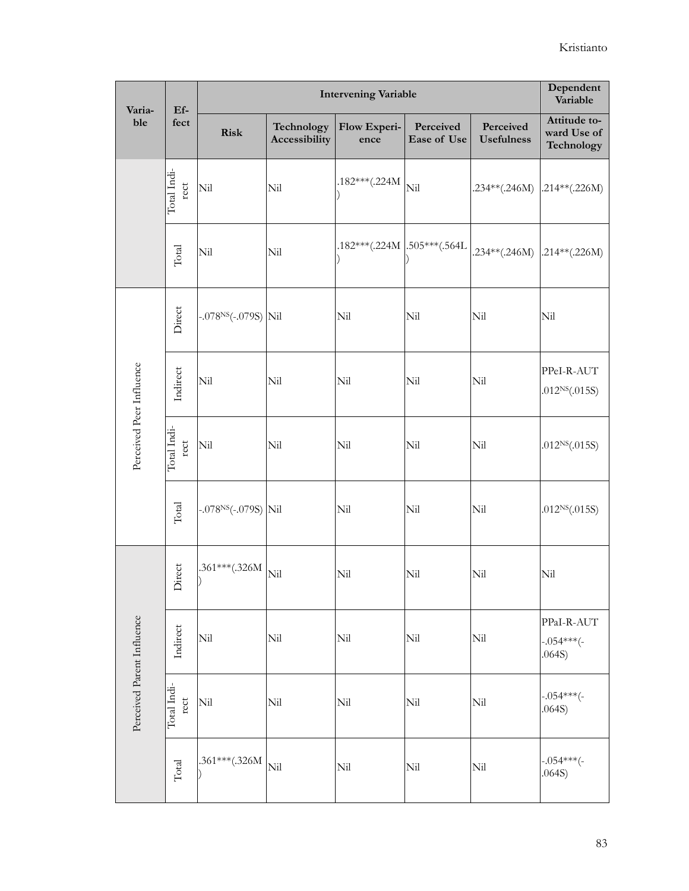| Variable | Effect | Intervening Variable | | | | | Dependent Variable |
|---|---|---|---|---|---|---|---|
| | | Risk | Technology Accessibility | Flow Experience | Perceived Ease of Use | Perceived Usefulness | Attitude toward Use of Technology |
| | Total Indirect | Nil | Nil | .182***(.224M) | Nil | .234**(.246M) | .214**(.226M) |
| | Total | Nil | Nil | .182***(.224M) | .505***(.564L) | .234**(.246M) | .214**(.226M) |
| Perceived Peer Influence | Direct | -.078^NS^(-.079S) | Nil | Nil | Nil | Nil | Nil |
| | Indirect | Nil | Nil | Nil | Nil | Nil | PPeI-R-AUT .012^NS^(.015S) |
| | Total Indirect | Nil | Nil | Nil | Nil | Nil | .012^NS^(.015S) |
| | Total | -.078^NS^(-.079S) | Nil | Nil | Nil | Nil | .012^NS^(.015S) |
| Perceived Parent Influence | Direct | .361***(.326M) | Nil | Nil | Nil | Nil | Nil |
| | Indirect | Nil | Nil | Nil | Nil | Nil | PPaI-R-AUT -.054***(-.064S) |
| | Total Indirect | Nil | Nil | Nil | Nil | Nil | -.054***(-.064S) |
| | Total | .361***(.326M) | Nil | Nil | Nil | Nil | -.054***(-.064S) |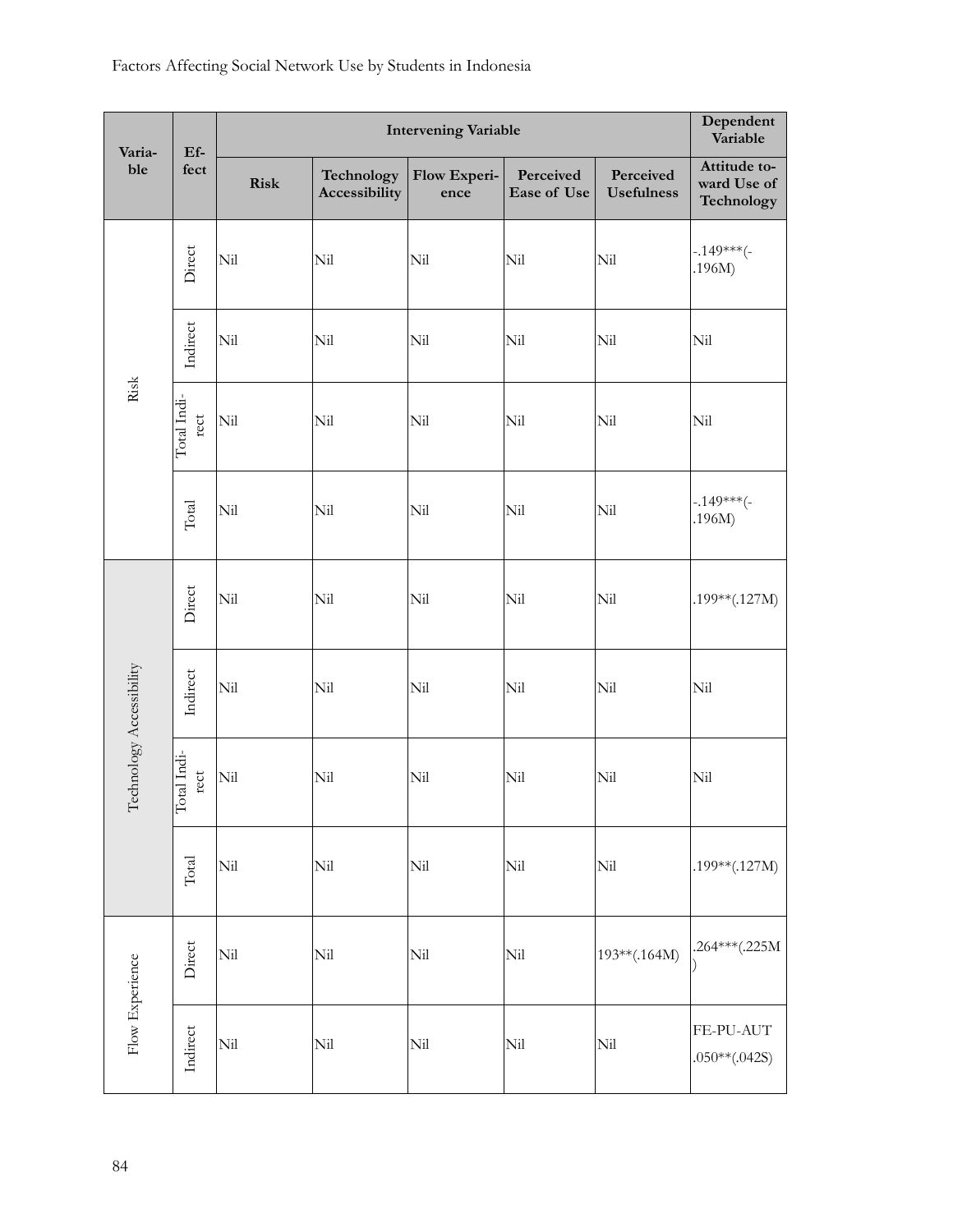| Variable | Effect | Intervening Variable | | | | | Dependent Variable |
|---|---|---|---|---|---|---|---|
| | | Risk | Technology Accessibility | Flow Experience | Perceived Ease of Use | Perceived Usefulness | Attitude toward Use of Technology |
| Risk | Direct | Nil | Nil | Nil | Nil | Nil | -.149***(-.196M) |
| | Indirect | Nil | Nil | Nil | Nil | Nil | Nil |
| | Total Indirect | Nil | Nil | Nil | Nil | Nil | Nil |
| | Total | Nil | Nil | Nil | Nil | Nil | -.149***(-.196M) |
| Technology Accessibility | Direct | Nil | Nil | Nil | Nil | Nil | .199**(.127M) |
| | Indirect | Nil | Nil | Nil | Nil | Nil | Nil |
| | Total Indirect | Nil | Nil | Nil | Nil | Nil | Nil |
| | Total | Nil | Nil | Nil | Nil | Nil | .199**(.127M) |
| Flow Experience | Direct | Nil | Nil | Nil | Nil | 193**(.164M) | .264***(.225M) |
| | Indirect | Nil | Nil | Nil | Nil | Nil | FE-PU-AUT .050**(.042S) |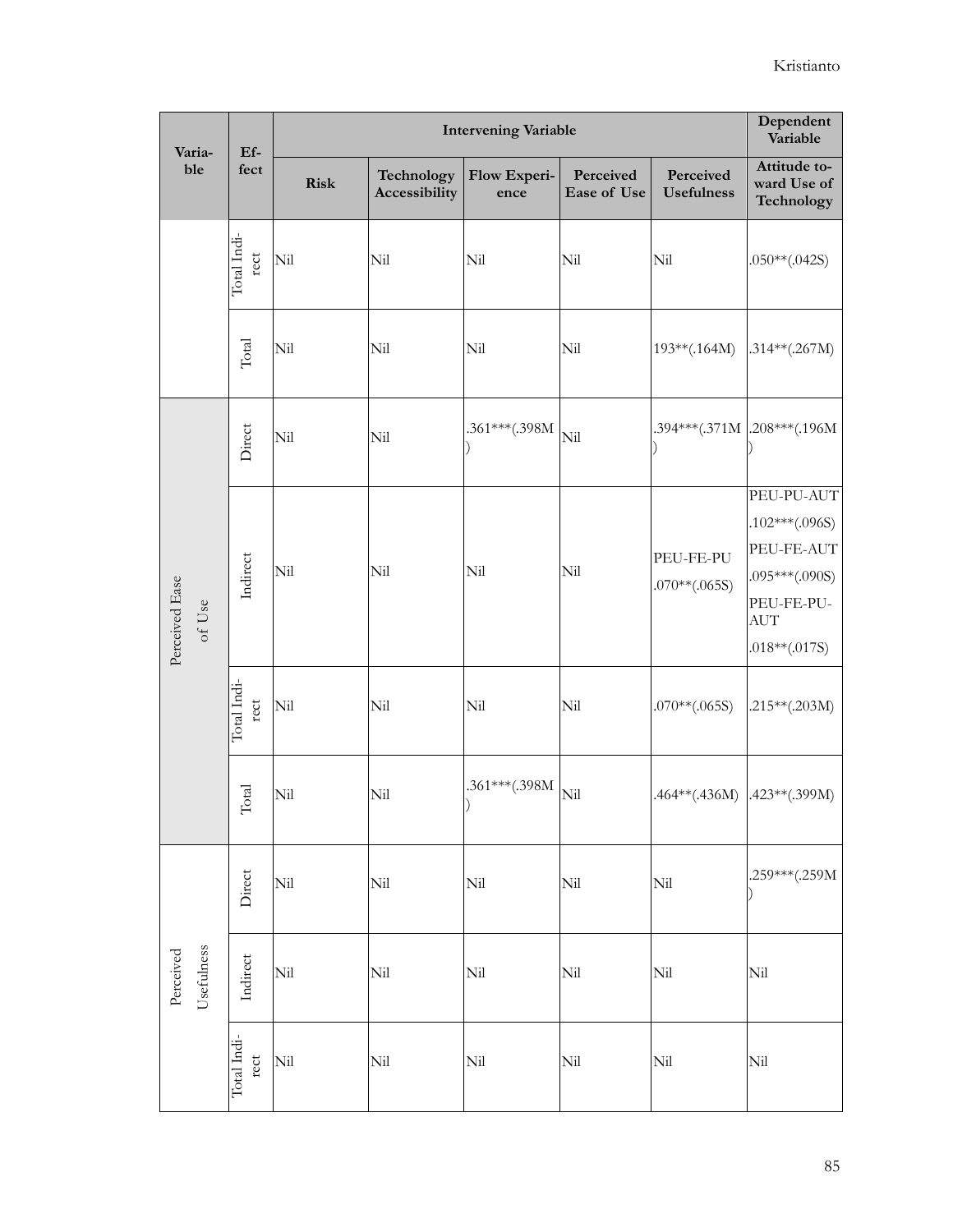| Variable | Effect | Intervening Variable | | | | | Dependent Variable |
|---|---|---|---|---|---|---|---|
| | | Risk | Technology Accessibility | Flow Experience | Perceived Ease of Use | Perceived Usefulness | Attitude toward Use of Technology |
| | Total Indirect | Nil | Nil | Nil | Nil | Nil | .050**(.042S) |
| | Total | Nil | Nil | Nil | Nil | 193**(.164M) | .314**(.267M) |
| Perceived Ease of Use | Direct | Nil | Nil | .361***(.398M) | Nil | .394***(.371M) | .208***(.196M) |
| | Indirect | Nil | Nil | Nil | Nil | PEU-FE-PU .070**(.065S) | PEU-PU-AUT .102***(.096S) PEU-FE-AUT .095***(.090S) PEU-FE-PU-AUT .018**(.017S) |
| | Total Indirect | Nil | Nil | Nil | Nil | .070**(.065S) | .215**(.203M) |
| | Total | Nil | Nil | .361***(.398M) | Nil | .464**(.436M) | .423**(.399M) |
| Perceived Usefulness | Direct | Nil | Nil | Nil | Nil | Nil | .259***(.259M) |
| | Indirect | Nil | Nil | Nil | Nil | Nil | Nil |
| | Total Indirect | Nil | Nil | Nil | Nil | Nil | Nil |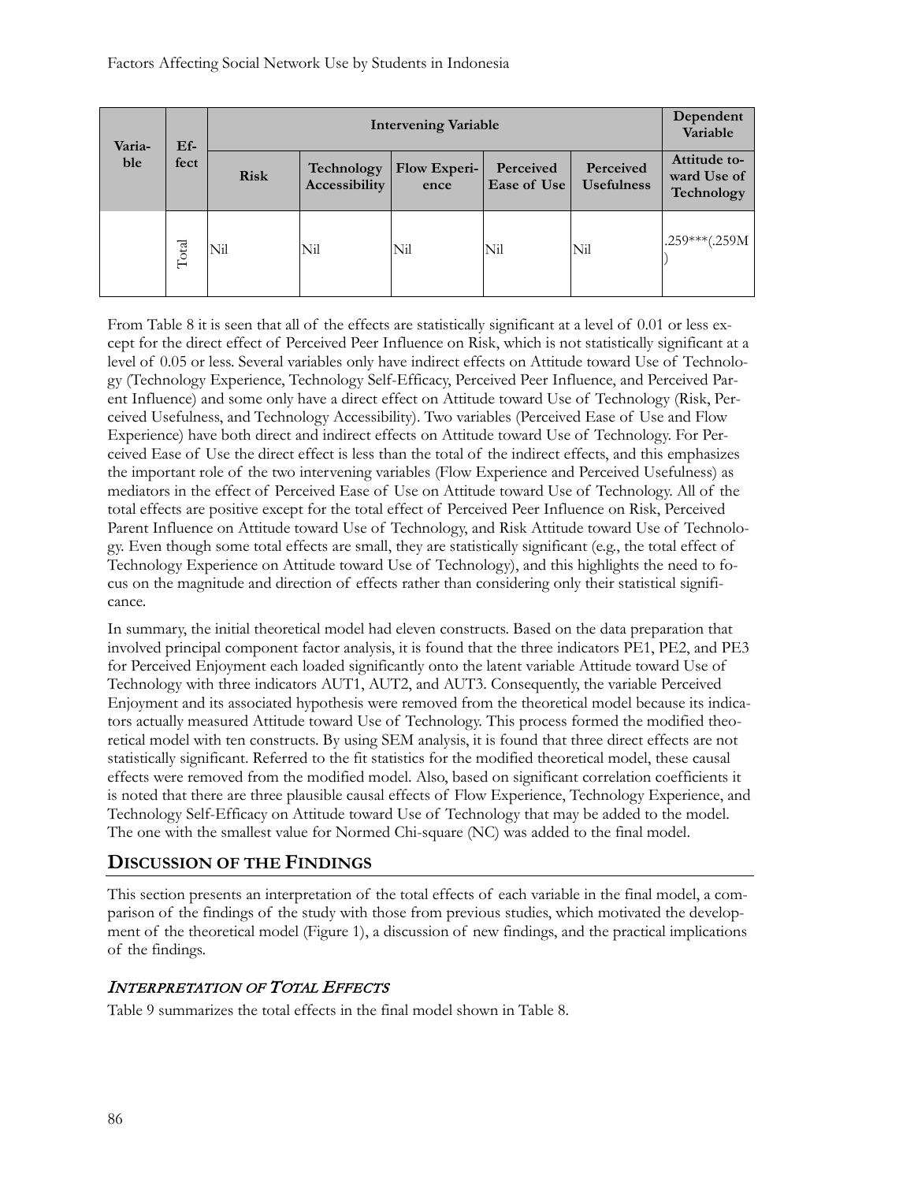| Variable | Effect | Intervening Variable | | | | | Dependent Variable |
|---|---|---|---|---|---|---|---|
| | | Risk | Technology Accessibility | Flow Experience | Perceived Ease of Use | Perceived Usefulness | Attitude toward Use of Technology |
| | Total | Nil | Nil | Nil | Nil | Nil | .259***(.259M) |

From Table 8 it is seen that all of the effects are statistically significant at a level of 0.01 or less except for the direct effect of Perceived Peer Influence on Risk, which is not statistically significant at a level of 0.05 or less. Several variables only have indirect effects on Attitude toward Use of Technology (Technology Experience, Technology Self-Efficacy, Perceived Peer Influence, and Perceived Parent Influence) and some only have a direct effect on Attitude toward Use of Technology (Risk, Perceived Usefulness, and Technology Accessibility). Two variables (Perceived Ease of Use and Flow Experience) have both direct and indirect effects on Attitude toward Use of Technology. For Perceived Ease of Use the direct effect is less than the total of the indirect effects, and this emphasizes the important role of the two intervening variables (Flow Experience and Perceived Usefulness) as mediators in the effect of Perceived Ease of Use on Attitude toward Use of Technology. All of the total effects are positive except for the total effect of Perceived Peer Influence on Risk, Perceived Parent Influence on Attitude toward Use of Technology, and Risk Attitude toward Use of Technology. Even though some total effects are small, they are statistically significant (e.g., the total effect of Technology Experience on Attitude toward Use of Technology), and this highlights the need to focus on the magnitude and direction of effects rather than considering only their statistical significance.

In summary, the initial theoretical model had eleven constructs. Based on the data preparation that involved principal component factor analysis, it is found that the three indicators PE1, PE2, and PE3 for Perceived Enjoyment each loaded significantly onto the latent variable Attitude toward Use of Technology with three indicators AUT1, AUT2, and AUT3. Consequently, the variable Perceived Enjoyment and its associated hypothesis were removed from the theoretical model because its indicators actually measured Attitude toward Use of Technology. This process formed the modified theoretical model with ten constructs. By using SEM analysis, it is found that three direct effects are not statistically significant. Referred to the fit statistics for the modified theoretical model, these causal effects were removed from the modified model. Also, based on significant correlation coefficients it is noted that there are three plausible causal effects of Flow Experience, Technology Experience, and Technology Self-Efficacy on Attitude toward Use of Technology that may be added to the model. The one with the smallest value for Normed Chi-square (NC) was added to the final model.

## Discussion of the Findings

This section presents an interpretation of the total effects of each variable in the final model, a comparison of the findings of the study with those from previous studies, which motivated the development of the theoretical model (Figure 1), a discussion of new findings, and the practical implications of the findings.

### *Interpretation of Total Effects*

Table 9 summarizes the total effects in the final model shown in Table 8.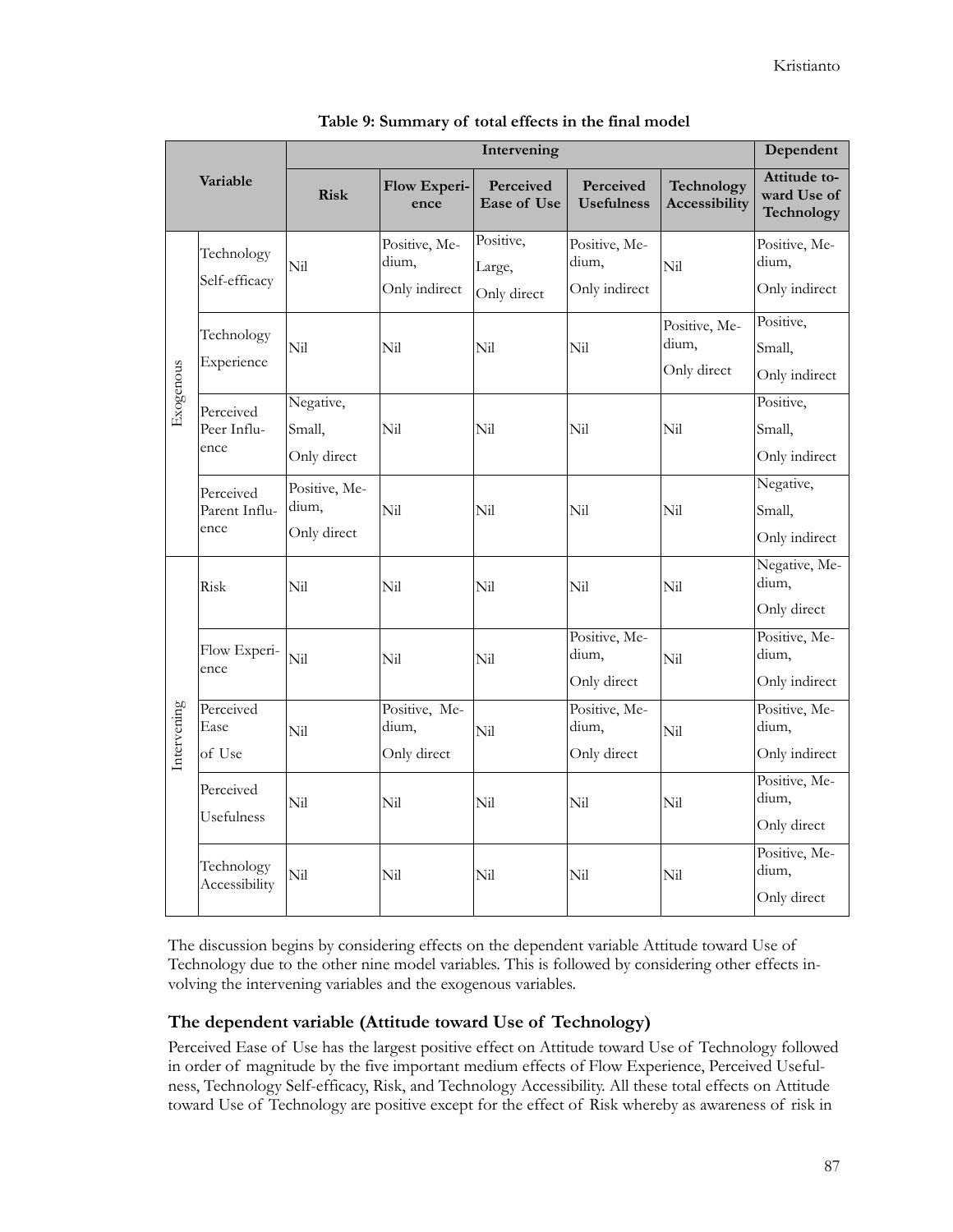**Table 9: Summary of total effects in the final model**

| Variable | | Intervening | | | | | Dependent |
|---|---|---|---|---|---|---|---|
| | | Risk | Flow Experience | Perceived Ease of Use | Perceived Usefulness | Technology Accessibility | Attitude toward Use of Technology |
| Exogenous | Technology Self-efficacy | Nil | Positive, Medium, Only indirect | Positive, Large, Only direct | Positive, Medium, Only indirect | Nil | Positive, Medium, Only indirect |
| | Technology Experience | Nil | Nil | Nil | Nil | Positive, Medium, Only direct | Positive, Small, Only indirect |
| | Perceived Peer Influence | Negative, Small, Only direct | Nil | Nil | Nil | Nil | Positive, Small, Only indirect |
| | Perceived Parent Influence | Positive, Medium, Only direct | Nil | Nil | Nil | Nil | Negative, Small, Only indirect |
| Intervening | Risk | Nil | Nil | Nil | Nil | Nil | Negative, Medium, Only direct |
| | Flow Experience | Nil | Nil | Nil | Positive, Medium, Only direct | Nil | Positive, Medium, Only indirect |
| | Perceived Ease of Use | Nil | Positive, Medium, Only direct | Nil | Positive, Medium, Only direct | Nil | Positive, Medium, Only indirect |
| | Perceived Usefulness | Nil | Nil | Nil | Nil | Nil | Positive, Medium, Only direct |
| | Technology Accessibility | Nil | Nil | Nil | Nil | Nil | Positive, Medium, Only direct |

The discussion begins by considering effects on the dependent variable Attitude toward Use of Technology due to the other nine model variables. This is followed by considering other effects involving the intervening variables and the exogenous variables.

### The dependent variable (Attitude toward Use of Technology)

Perceived Ease of Use has the largest positive effect on Attitude toward Use of Technology followed in order of magnitude by the five important medium effects of Flow Experience, Perceived Usefulness, Technology Self-efficacy, Risk, and Technology Accessibility. All these total effects on Attitude toward Use of Technology are positive except for the effect of Risk whereby as awareness of risk in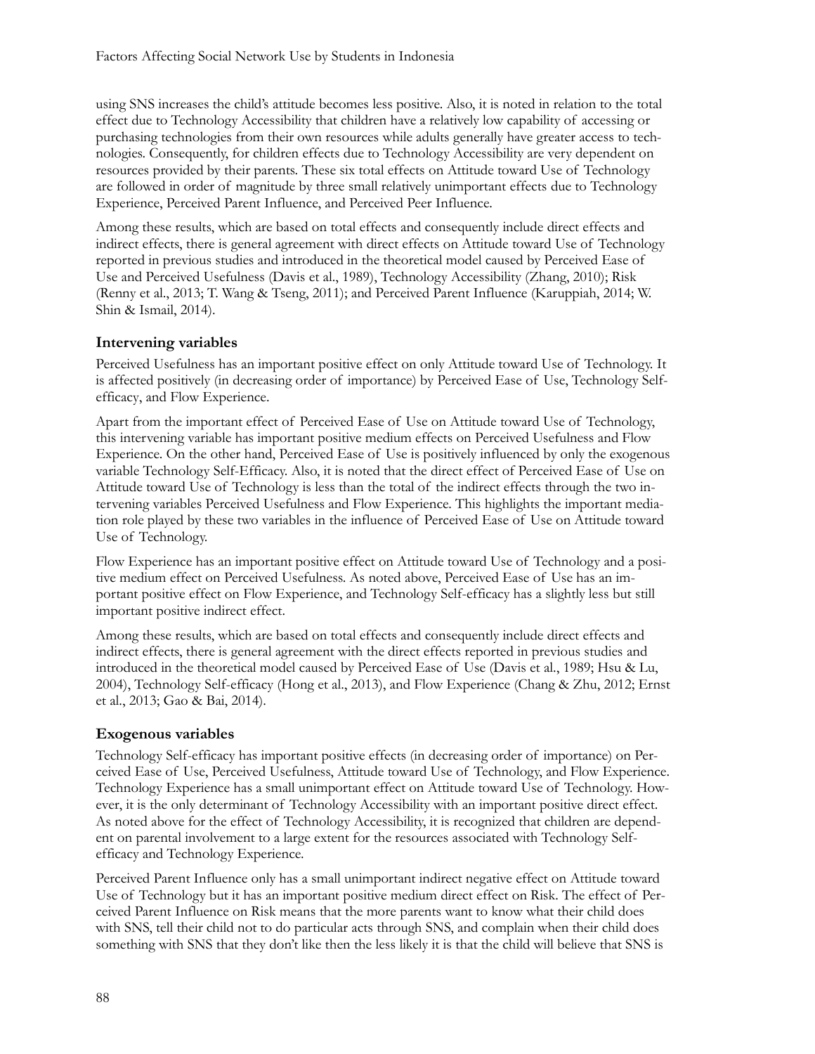using SNS increases the child's attitude becomes less positive. Also, it is noted in relation to the total effect due to Technology Accessibility that children have a relatively low capability of accessing or purchasing technologies from their own resources while adults generally have greater access to technologies. Consequently, for children effects due to Technology Accessibility are very dependent on resources provided by their parents. These six total effects on Attitude toward Use of Technology are followed in order of magnitude by three small relatively unimportant effects due to Technology Experience, Perceived Parent Influence, and Perceived Peer Influence.

Among these results, which are based on total effects and consequently include direct effects and indirect effects, there is general agreement with direct effects on Attitude toward Use of Technology reported in previous studies and introduced in the theoretical model caused by Perceived Ease of Use and Perceived Usefulness (Davis et al., 1989), Technology Accessibility (Zhang, 2010); Risk (Renny et al., 2013; T. Wang & Tseng, 2011); and Perceived Parent Influence (Karuppiah, 2014; W. Shin & Ismail, 2014).

### Intervening variables

Perceived Usefulness has an important positive effect on only Attitude toward Use of Technology. It is affected positively (in decreasing order of importance) by Perceived Ease of Use, Technology Self-efficacy, and Flow Experience.

Apart from the important effect of Perceived Ease of Use on Attitude toward Use of Technology, this intervening variable has important positive medium effects on Perceived Usefulness and Flow Experience. On the other hand, Perceived Ease of Use is positively influenced by only the exogenous variable Technology Self-Efficacy. Also, it is noted that the direct effect of Perceived Ease of Use on Attitude toward Use of Technology is less than the total of the indirect effects through the two intervening variables Perceived Usefulness and Flow Experience. This highlights the important mediation role played by these two variables in the influence of Perceived Ease of Use on Attitude toward Use of Technology.

Flow Experience has an important positive effect on Attitude toward Use of Technology and a positive medium effect on Perceived Usefulness. As noted above, Perceived Ease of Use has an important positive effect on Flow Experience, and Technology Self-efficacy has a slightly less but still important positive indirect effect.

Among these results, which are based on total effects and consequently include direct effects and indirect effects, there is general agreement with the direct effects reported in previous studies and introduced in the theoretical model caused by Perceived Ease of Use (Davis et al., 1989; Hsu & Lu, 2004), Technology Self-efficacy (Hong et al., 2013), and Flow Experience (Chang & Zhu, 2012; Ernst et al., 2013; Gao & Bai, 2014).

### Exogenous variables

Technology Self-efficacy has important positive effects (in decreasing order of importance) on Perceived Ease of Use, Perceived Usefulness, Attitude toward Use of Technology, and Flow Experience. Technology Experience has a small unimportant effect on Attitude toward Use of Technology. However, it is the only determinant of Technology Accessibility with an important positive direct effect. As noted above for the effect of Technology Accessibility, it is recognized that children are dependent on parental involvement to a large extent for the resources associated with Technology Self-efficacy and Technology Experience.

Perceived Parent Influence only has a small unimportant indirect negative effect on Attitude toward Use of Technology but it has an important positive medium direct effect on Risk. The effect of Perceived Parent Influence on Risk means that the more parents want to know what their child does with SNS, tell their child not to do particular acts through SNS, and complain when their child does something with SNS that they don't like then the less likely it is that the child will believe that SNS is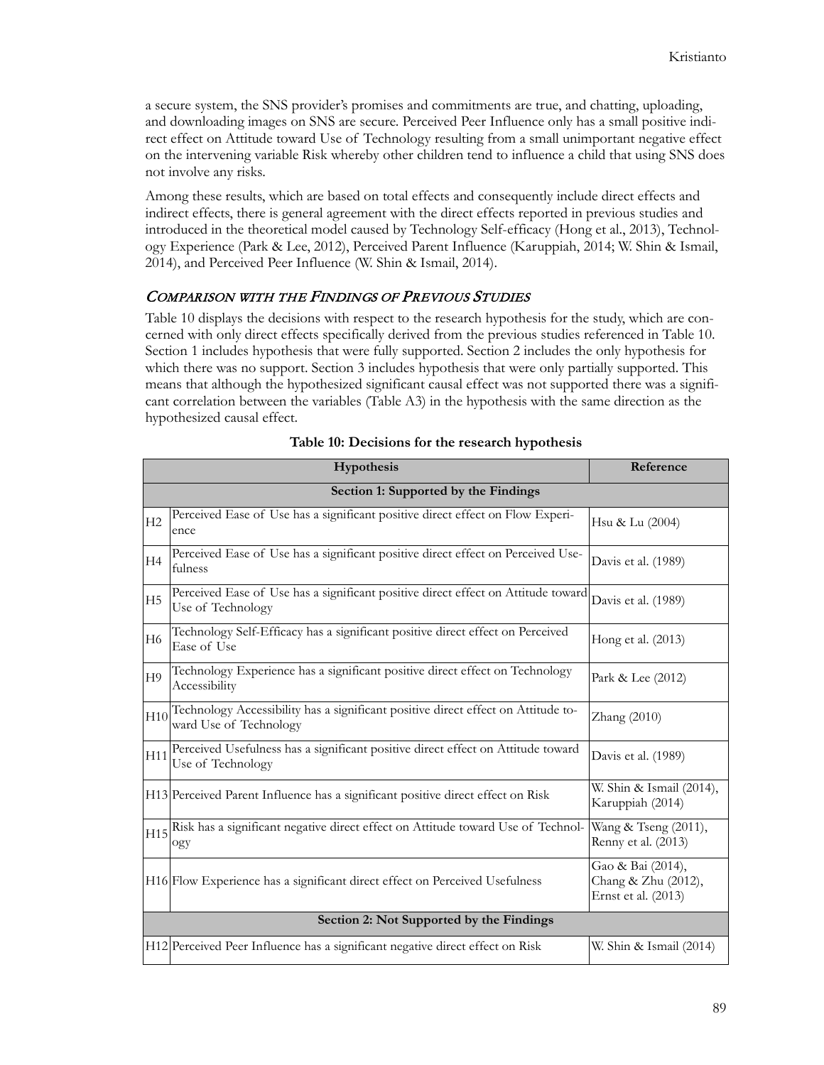a secure system, the SNS provider's promises and commitments are true, and chatting, uploading, and downloading images on SNS are secure. Perceived Peer Influence only has a small positive indirect effect on Attitude toward Use of Technology resulting from a small unimportant negative effect on the intervening variable Risk whereby other children tend to influence a child that using SNS does not involve any risks.

Among these results, which are based on total effects and consequently include direct effects and indirect effects, there is general agreement with the direct effects reported in previous studies and introduced in the theoretical model caused by Technology Self-efficacy (Hong et al., 2013), Technology Experience (Park & Lee, 2012), Perceived Parent Influence (Karuppiah, 2014; W. Shin & Ismail, 2014), and Perceived Peer Influence (W. Shin & Ismail, 2014).

### *Comparison with the Findings of Previous Studies*

Table 10 displays the decisions with respect to the research hypothesis for the study, which are concerned with only direct effects specifically derived from the previous studies referenced in Table 10. Section 1 includes hypothesis that were fully supported. Section 2 includes the only hypothesis for which there was no support. Section 3 includes hypothesis that were only partially supported. This means that although the hypothesized significant causal effect was not supported there was a significant correlation between the variables (Table A3) in the hypothesis with the same direction as the hypothesized causal effect.

**Table 10: Decisions for the research hypothesis**

| | Hypothesis | Reference |
|---|---|---|
| | **Section 1: Supported by the Findings** | |
| H2 | Perceived Ease of Use has a significant positive direct effect on Flow Experience | Hsu & Lu (2004) |
| H4 | Perceived Ease of Use has a significant positive direct effect on Perceived Usefulness | Davis et al. (1989) |
| H5 | Perceived Ease of Use has a significant positive direct effect on Attitude toward Use of Technology | Davis et al. (1989) |
| H6 | Technology Self-Efficacy has a significant positive direct effect on Perceived Ease of Use | Hong et al. (2013) |
| H9 | Technology Experience has a significant positive direct effect on Technology Accessibility | Park & Lee (2012) |
| H10 | Technology Accessibility has a significant positive direct effect on Attitude toward Use of Technology | Zhang (2010) |
| H11 | Perceived Usefulness has a significant positive direct effect on Attitude toward Use of Technology | Davis et al. (1989) |
| H13 | Perceived Parent Influence has a significant positive direct effect on Risk | W. Shin & Ismail (2014), Karuppiah (2014) |
| H15 | Risk has a significant negative direct effect on Attitude toward Use of Technology | Wang & Tseng (2011), Renny et al. (2013) |
| H16 | Flow Experience has a significant direct effect on Perceived Usefulness | Gao & Bai (2014), Chang & Zhu (2012), Ernst et al. (2013) |
| | **Section 2: Not Supported by the Findings** | |
| H12 | Perceived Peer Influence has a significant negative direct effect on Risk | W. Shin & Ismail (2014) |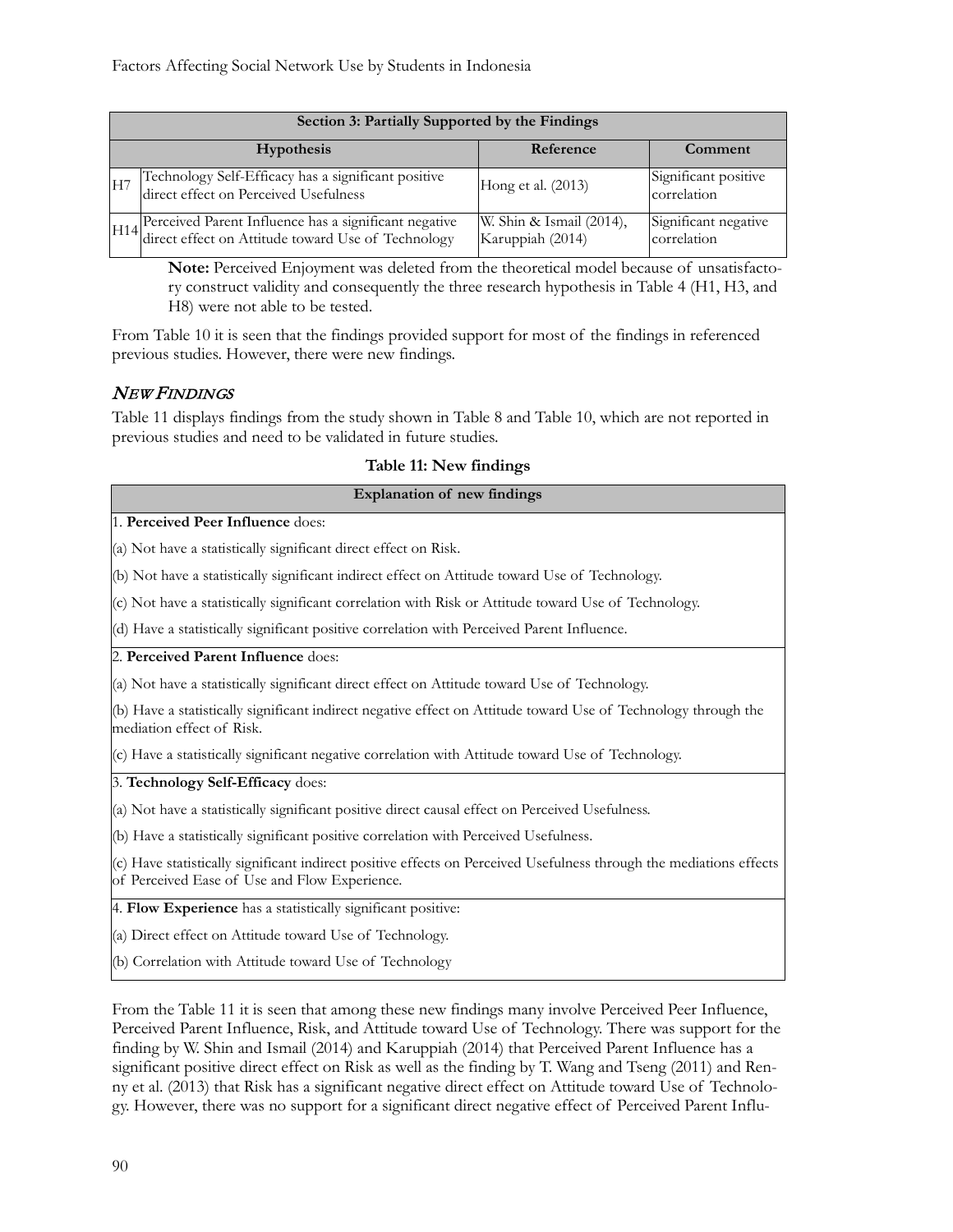| Section 3: Partially Supported by the Findings | | | |
|---|---|---|---|
| | Hypothesis | Reference | Comment |
| H7 | Technology Self-Efficacy has a significant positive direct effect on Perceived Usefulness | Hong et al. (2013) | Significant positive correlation |
| H14 | Perceived Parent Influence has a significant negative direct effect on Attitude toward Use of Technology | W. Shin & Ismail (2014), Karuppiah (2014) | Significant negative correlation |

**Note:** Perceived Enjoyment was deleted from the theoretical model because of unsatisfactory construct validity and consequently the three research hypothesis in Table 4 (H1, H3, and H8) were not able to be tested.

From Table 10 it is seen that the findings provided support for most of the findings in referenced previous studies. However, there were new findings.

## *New Findings*

Table 11 displays findings from the study shown in Table 8 and Table 10, which are not reported in previous studies and need to be validated in future studies.

**Table 11: New findings**

| Explanation of new findings |
|---|
| 1. **Perceived Peer Influence** does: |
| (a) Not have a statistically significant direct effect on Risk. |
| (b) Not have a statistically significant indirect effect on Attitude toward Use of Technology. |
| (c) Not have a statistically significant correlation with Risk or Attitude toward Use of Technology. |
| (d) Have a statistically significant positive correlation with Perceived Parent Influence. |
| 2. **Perceived Parent Influence** does: |
| (a) Not have a statistically significant direct effect on Attitude toward Use of Technology. |
| (b) Have a statistically significant indirect negative effect on Attitude toward Use of Technology through the mediation effect of Risk. |
| (c) Have a statistically significant negative correlation with Attitude toward Use of Technology. |
| 3. **Technology Self-Efficacy** does: |
| (a) Not have a statistically significant positive direct causal effect on Perceived Usefulness. |
| (b) Have a statistically significant positive correlation with Perceived Usefulness. |
| (c) Have statistically significant indirect positive effects on Perceived Usefulness through the mediations effects of Perceived Ease of Use and Flow Experience. |
| 4. **Flow Experience** has a statistically significant positive: |
| (a) Direct effect on Attitude toward Use of Technology. |
| (b) Correlation with Attitude toward Use of Technology |

From the Table 11 it is seen that among these new findings many involve Perceived Peer Influence, Perceived Parent Influence, Risk, and Attitude toward Use of Technology. There was support for the finding by W. Shin and Ismail (2014) and Karuppiah (2014) that Perceived Parent Influence has a significant positive direct effect on Risk as well as the finding by T. Wang and Tseng (2011) and Renny et al. (2013) that Risk has a significant negative direct effect on Attitude toward Use of Technology. However, there was no support for a significant direct negative effect of Perceived Parent Influ-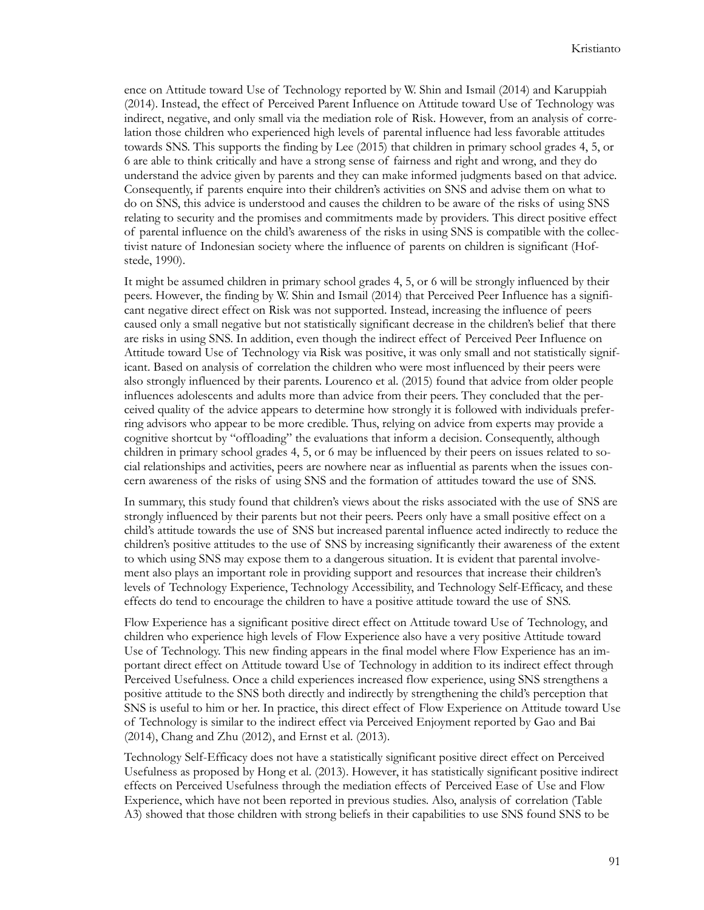ence on Attitude toward Use of Technology reported by W. Shin and Ismail (2014) and Karuppiah (2014). Instead, the effect of Perceived Parent Influence on Attitude toward Use of Technology was indirect, negative, and only small via the mediation role of Risk. However, from an analysis of correlation those children who experienced high levels of parental influence had less favorable attitudes towards SNS. This supports the finding by Lee (2015) that children in primary school grades 4, 5, or 6 are able to think critically and have a strong sense of fairness and right and wrong, and they do understand the advice given by parents and they can make informed judgments based on that advice. Consequently, if parents enquire into their children's activities on SNS and advise them on what to do on SNS, this advice is understood and causes the children to be aware of the risks of using SNS relating to security and the promises and commitments made by providers. This direct positive effect of parental influence on the child's awareness of the risks in using SNS is compatible with the collectivist nature of Indonesian society where the influence of parents on children is significant (Hofstede, 1990).

It might be assumed children in primary school grades 4, 5, or 6 will be strongly influenced by their peers. However, the finding by W. Shin and Ismail (2014) that Perceived Peer Influence has a significant negative direct effect on Risk was not supported. Instead, increasing the influence of peers caused only a small negative but not statistically significant decrease in the children's belief that there are risks in using SNS. In addition, even though the indirect effect of Perceived Peer Influence on Attitude toward Use of Technology via Risk was positive, it was only small and not statistically significant. Based on analysis of correlation the children who were most influenced by their peers were also strongly influenced by their parents. Lourenco et al. (2015) found that advice from older people influences adolescents and adults more than advice from their peers. They concluded that the perceived quality of the advice appears to determine how strongly it is followed with individuals preferring advisors who appear to be more credible. Thus, relying on advice from experts may provide a cognitive shortcut by "offloading" the evaluations that inform a decision. Consequently, although children in primary school grades 4, 5, or 6 may be influenced by their peers on issues related to social relationships and activities, peers are nowhere near as influential as parents when the issues concern awareness of the risks of using SNS and the formation of attitudes toward the use of SNS.

In summary, this study found that children's views about the risks associated with the use of SNS are strongly influenced by their parents but not their peers. Peers only have a small positive effect on a child's attitude towards the use of SNS but increased parental influence acted indirectly to reduce the children's positive attitudes to the use of SNS by increasing significantly their awareness of the extent to which using SNS may expose them to a dangerous situation. It is evident that parental involvement also plays an important role in providing support and resources that increase their children's levels of Technology Experience, Technology Accessibility, and Technology Self-Efficacy, and these effects do tend to encourage the children to have a positive attitude toward the use of SNS.

Flow Experience has a significant positive direct effect on Attitude toward Use of Technology, and children who experience high levels of Flow Experience also have a very positive Attitude toward Use of Technology. This new finding appears in the final model where Flow Experience has an important direct effect on Attitude toward Use of Technology in addition to its indirect effect through Perceived Usefulness. Once a child experiences increased flow experience, using SNS strengthens a positive attitude to the SNS both directly and indirectly by strengthening the child's perception that SNS is useful to him or her. In practice, this direct effect of Flow Experience on Attitude toward Use of Technology is similar to the indirect effect via Perceived Enjoyment reported by Gao and Bai (2014), Chang and Zhu (2012), and Ernst et al. (2013).

Technology Self-Efficacy does not have a statistically significant positive direct effect on Perceived Usefulness as proposed by Hong et al. (2013). However, it has statistically significant positive indirect effects on Perceived Usefulness through the mediation effects of Perceived Ease of Use and Flow Experience, which have not been reported in previous studies. Also, analysis of correlation (Table A3) showed that those children with strong beliefs in their capabilities to use SNS found SNS to be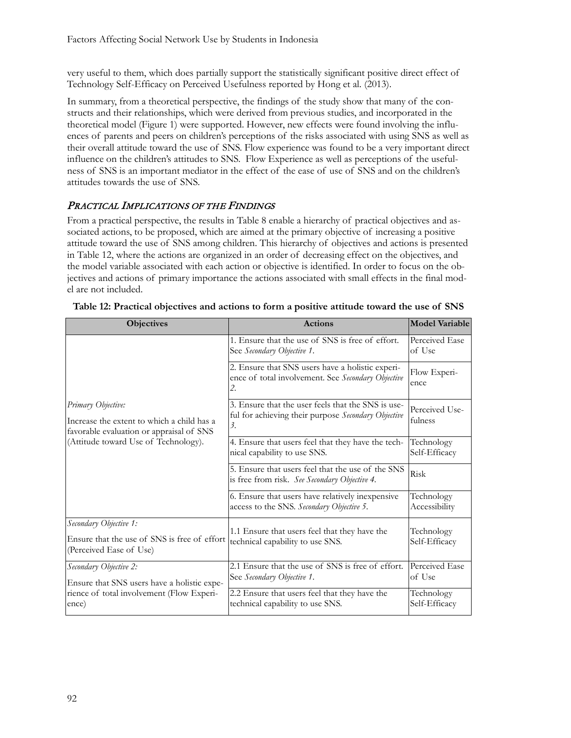very useful to them, which does partially support the statistically significant positive direct effect of Technology Self-Efficacy on Perceived Usefulness reported by Hong et al. (2013).

In summary, from a theoretical perspective, the findings of the study show that many of the constructs and their relationships, which were derived from previous studies, and incorporated in the theoretical model (Figure 1) were supported. However, new effects were found involving the influences of parents and peers on children's perceptions of the risks associated with using SNS as well as their overall attitude toward the use of SNS. Flow experience was found to be a very important direct influence on the children's attitudes to SNS. Flow Experience as well as perceptions of the usefulness of SNS is an important mediator in the effect of the ease of use of SNS and on the children's attitudes towards the use of SNS.

## *PRACTICAL IMPLICATIONS OF THE FINDINGS*

From a practical perspective, the results in Table 8 enable a hierarchy of practical objectives and associated actions, to be proposed, which are aimed at the primary objective of increasing a positive attitude toward the use of SNS among children. This hierarchy of objectives and actions is presented in Table 12, where the actions are organized in an order of decreasing effect on the objectives, and the model variable associated with each action or objective is identified. In order to focus on the objectives and actions of primary importance the actions associated with small effects in the final model are not included.

**Table 12: Practical objectives and actions to form a positive attitude toward the use of SNS**

| Objectives | Actions | Model Variable |
|---|---|---|
| *Primary Objective:* Increase the extent to which a child has a favorable evaluation or appraisal of SNS (Attitude toward Use of Technology). | 1. Ensure that the use of SNS is free of effort. See *Secondary Objective 1*. | Perceived Ease of Use |
| | 2. Ensure that SNS users have a holistic experience of total involvement. See *Secondary Objective 2*. | Flow Experience |
| | 3. Ensure that the user feels that the SNS is useful for achieving their purpose *Secondary Objective 3*. | Perceived Usefulness |
| | 4. Ensure that users feel that they have the technical capability to use SNS. | Technology Self-Efficacy |
| | 5. Ensure that users feel that the use of the SNS is free from risk. *See Secondary Objective 4*. | Risk |
| | 6. Ensure that users have relatively inexpensive access to the SNS. *Secondary Objective 5*. | Technology Accessibility |
| *Secondary Objective 1:* Ensure that the use of SNS is free of effort (Perceived Ease of Use) | 1.1 Ensure that users feel that they have the technical capability to use SNS. | Technology Self-Efficacy |
| *Secondary Objective 2:* Ensure that SNS users have a holistic experience of total involvement (Flow Experience) | 2.1 Ensure that the use of SNS is free of effort. See *Secondary Objective 1*. | Perceived Ease of Use |
| | 2.2 Ensure that users feel that they have the technical capability to use SNS. | Technology Self-Efficacy |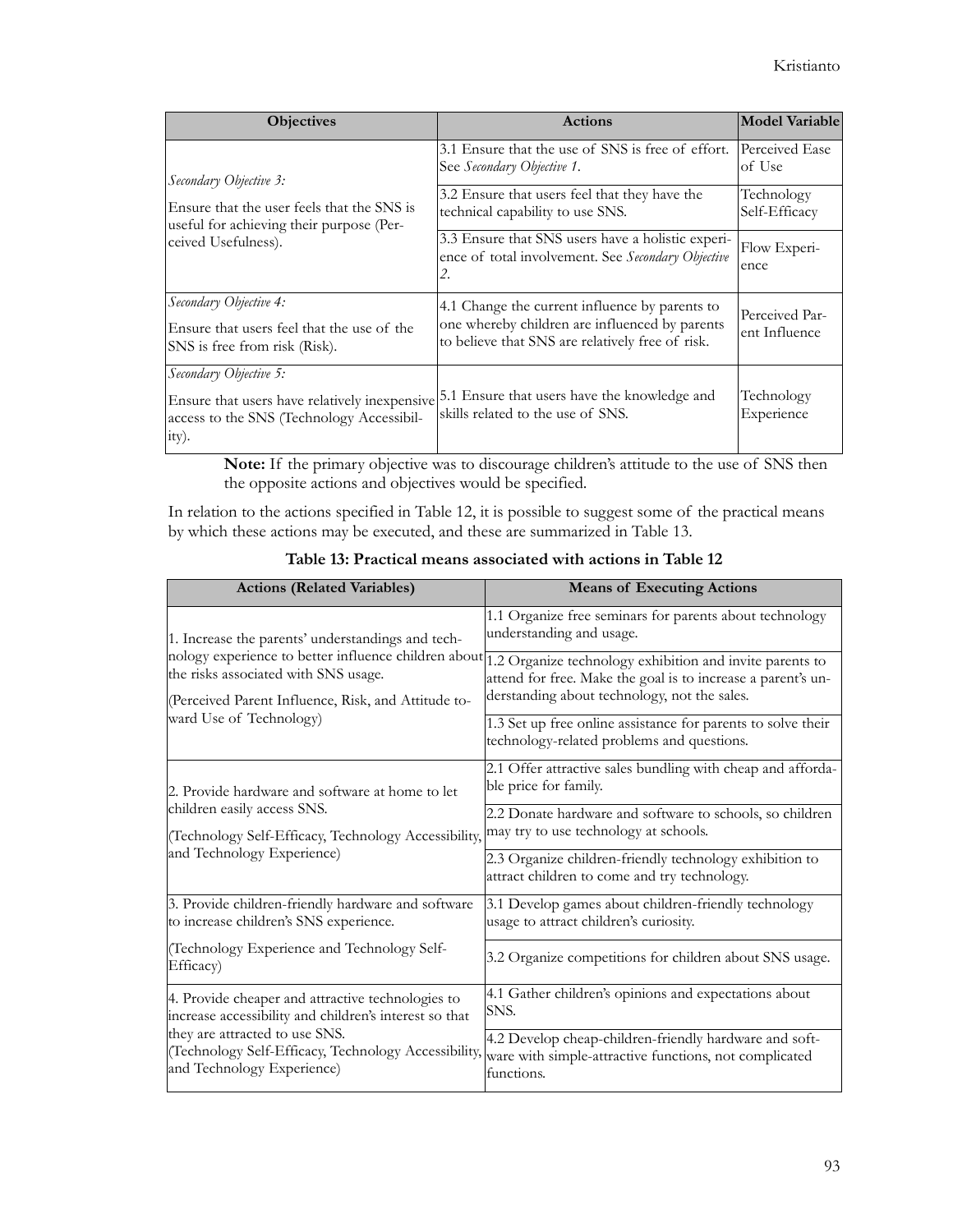| Objectives | Actions | Model Variable |
|---|---|---|
| *Secondary Objective 3:* Ensure that the user feels that the SNS is useful for achieving their purpose (Perceived Usefulness). | 3.1 Ensure that the use of SNS is free of effort. See *Secondary Objective 1*. | Perceived Ease of Use |
| | 3.2 Ensure that users feel that they have the technical capability to use SNS. | Technology Self-Efficacy |
| | 3.3 Ensure that SNS users have a holistic experience of total involvement. See *Secondary Objective 2*. | Flow Experience |
| *Secondary Objective 4:* Ensure that users feel that the use of the SNS is free from risk (Risk). | 4.1 Change the current influence by parents to one whereby children are influenced by parents to believe that SNS are relatively free of risk. | Perceived Parent Influence |
| *Secondary Objective 5:* Ensure that users have relatively inexpensive access to the SNS (Technology Accessibility). | 5.1 Ensure that users have the knowledge and skills related to the use of SNS. | Technology Experience |

**Note:** If the primary objective was to discourage children's attitude to the use of SNS then the opposite actions and objectives would be specified.

In relation to the actions specified in Table 12, it is possible to suggest some of the practical means by which these actions may be executed, and these are summarized in Table 13.

**Table 13: Practical means associated with actions in Table 12**

| Actions (Related Variables) | Means of Executing Actions |
|---|---|
| 1. Increase the parents' understandings and technology experience to better influence children about the risks associated with SNS usage. (Perceived Parent Influence, Risk, and Attitude toward Use of Technology) | 1.1 Organize free seminars for parents about technology understanding and usage. |
| | 1.2 Organize technology exhibition and invite parents to attend for free. Make the goal is to increase a parent's understanding about technology, not the sales. |
| | 1.3 Set up free online assistance for parents to solve their technology-related problems and questions. |
| 2. Provide hardware and software at home to let children easily access SNS. (Technology Self-Efficacy, Technology Accessibility, and Technology Experience) | 2.1 Offer attractive sales bundling with cheap and affordable price for family. |
| | 2.2 Donate hardware and software to schools, so children may try to use technology at schools. |
| | 2.3 Organize children-friendly technology exhibition to attract children to come and try technology. |
| 3. Provide children-friendly hardware and software to increase children's SNS experience. (Technology Experience and Technology Self-Efficacy) | 3.1 Develop games about children-friendly technology usage to attract children's curiosity. |
| | 3.2 Organize competitions for children about SNS usage. |
| 4. Provide cheaper and attractive technologies to increase accessibility and children's interest so that they are attracted to use SNS. (Technology Self-Efficacy, Technology Accessibility, and Technology Experience) | 4.1 Gather children's opinions and expectations about SNS. |
| | 4.2 Develop cheap-children-friendly hardware and software with simple-attractive functions, not complicated functions. |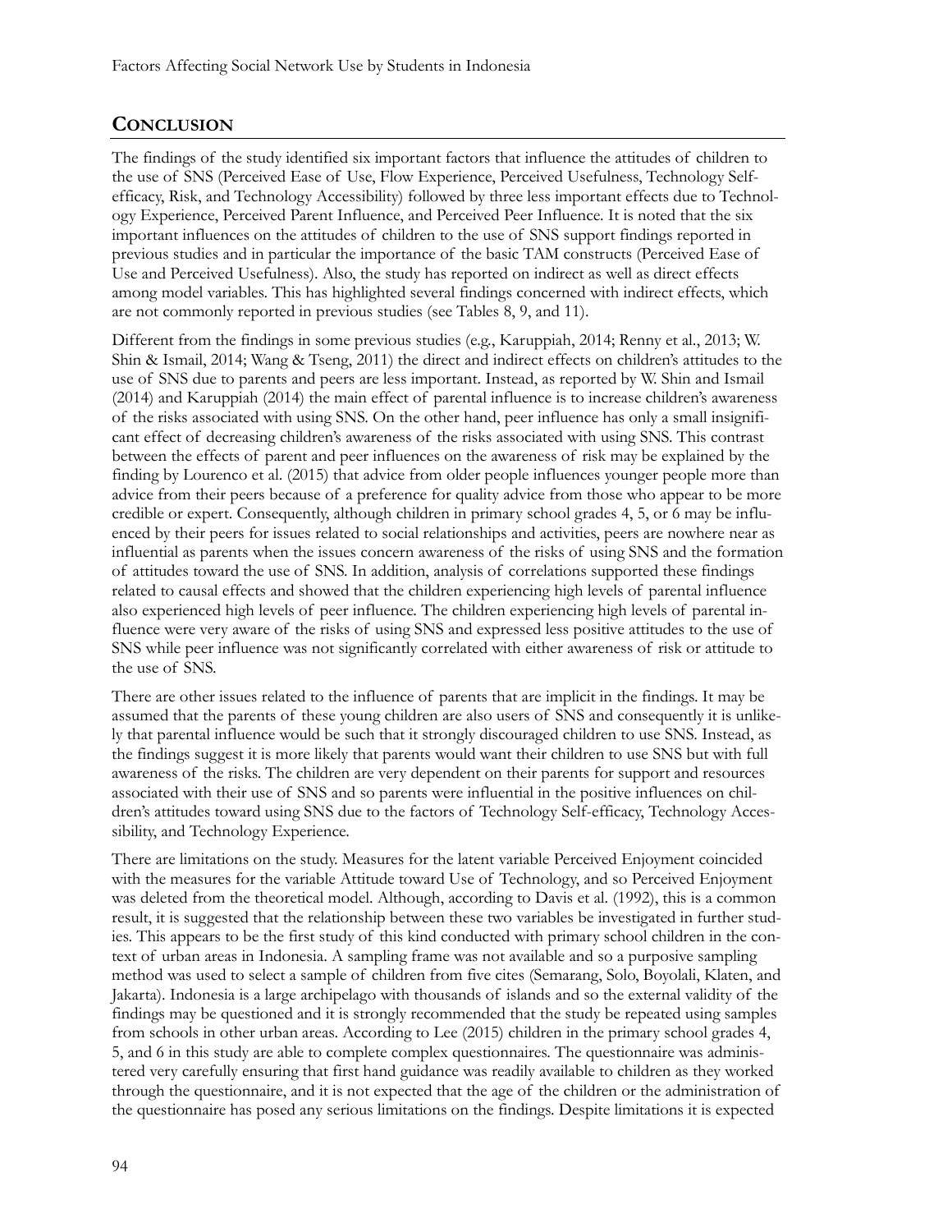## CONCLUSION

The findings of the study identified six important factors that influence the attitudes of children to the use of SNS (Perceived Ease of Use, Flow Experience, Perceived Usefulness, Technology Self-efficacy, Risk, and Technology Accessibility) followed by three less important effects due to Technology Experience, Perceived Parent Influence, and Perceived Peer Influence. It is noted that the six important influences on the attitudes of children to the use of SNS support findings reported in previous studies and in particular the importance of the basic TAM constructs (Perceived Ease of Use and Perceived Usefulness). Also, the study has reported on indirect as well as direct effects among model variables. This has highlighted several findings concerned with indirect effects, which are not commonly reported in previous studies (see Tables 8, 9, and 11).

Different from the findings in some previous studies (e.g., Karuppiah, 2014; Renny et al., 2013; W. Shin & Ismail, 2014; Wang & Tseng, 2011) the direct and indirect effects on children's attitudes to the use of SNS due to parents and peers are less important. Instead, as reported by W. Shin and Ismail (2014) and Karuppiah (2014) the main effect of parental influence is to increase children's awareness of the risks associated with using SNS. On the other hand, peer influence has only a small insignificant effect of decreasing children's awareness of the risks associated with using SNS. This contrast between the effects of parent and peer influences on the awareness of risk may be explained by the finding by Lourenco et al. (2015) that advice from older people influences younger people more than advice from their peers because of a preference for quality advice from those who appear to be more credible or expert. Consequently, although children in primary school grades 4, 5, or 6 may be influenced by their peers for issues related to social relationships and activities, peers are nowhere near as influential as parents when the issues concern awareness of the risks of using SNS and the formation of attitudes toward the use of SNS. In addition, analysis of correlations supported these findings related to causal effects and showed that the children experiencing high levels of parental influence also experienced high levels of peer influence. The children experiencing high levels of parental influence were very aware of the risks of using SNS and expressed less positive attitudes to the use of SNS while peer influence was not significantly correlated with either awareness of risk or attitude to the use of SNS.

There are other issues related to the influence of parents that are implicit in the findings. It may be assumed that the parents of these young children are also users of SNS and consequently it is unlikely that parental influence would be such that it strongly discouraged children to use SNS. Instead, as the findings suggest it is more likely that parents would want their children to use SNS but with full awareness of the risks. The children are very dependent on their parents for support and resources associated with their use of SNS and so parents were influential in the positive influences on children's attitudes toward using SNS due to the factors of Technology Self-efficacy, Technology Accessibility, and Technology Experience.

There are limitations on the study. Measures for the latent variable Perceived Enjoyment coincided with the measures for the variable Attitude toward Use of Technology, and so Perceived Enjoyment was deleted from the theoretical model. Although, according to Davis et al. (1992), this is a common result, it is suggested that the relationship between these two variables be investigated in further studies. This appears to be the first study of this kind conducted with primary school children in the context of urban areas in Indonesia. A sampling frame was not available and so a purposive sampling method was used to select a sample of children from five cites (Semarang, Solo, Boyolali, Klaten, and Jakarta). Indonesia is a large archipelago with thousands of islands and so the external validity of the findings may be questioned and it is strongly recommended that the study be repeated using samples from schools in other urban areas. According to Lee (2015) children in the primary school grades 4, 5, and 6 in this study are able to complete complex questionnaires. The questionnaire was administered very carefully ensuring that first hand guidance was readily available to children as they worked through the questionnaire, and it is not expected that the age of the children or the administration of the questionnaire has posed any serious limitations on the findings. Despite limitations it is expected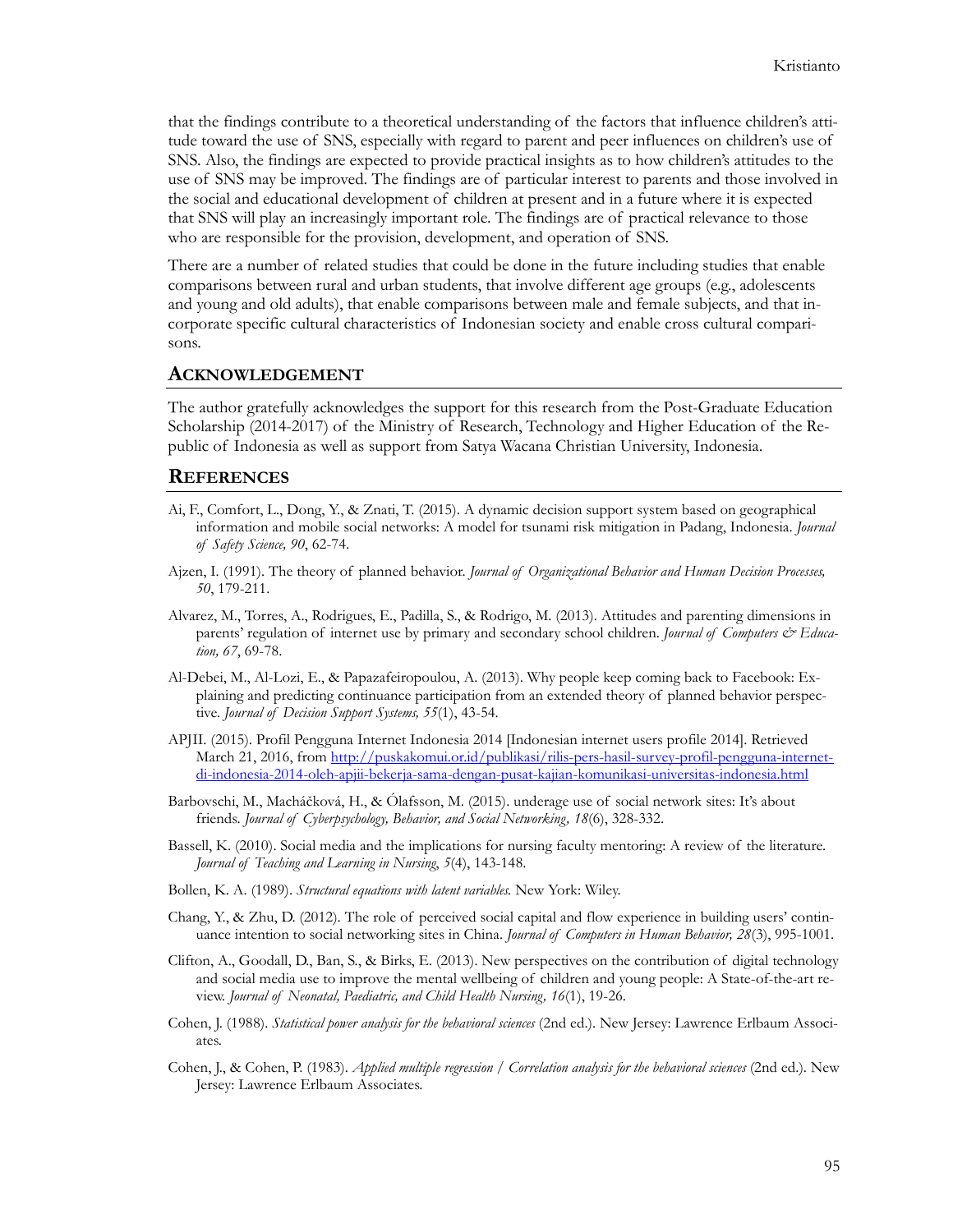that the findings contribute to a theoretical understanding of the factors that influence children's attitude toward the use of SNS, especially with regard to parent and peer influences on children's use of SNS. Also, the findings are expected to provide practical insights as to how children's attitudes to the use of SNS may be improved. The findings are of particular interest to parents and those involved in the social and educational development of children at present and in a future where it is expected that SNS will play an increasingly important role. The findings are of practical relevance to those who are responsible for the provision, development, and operation of SNS.

There are a number of related studies that could be done in the future including studies that enable comparisons between rural and urban students, that involve different age groups (e.g., adolescents and young and old adults), that enable comparisons between male and female subjects, and that incorporate specific cultural characteristics of Indonesian society and enable cross cultural comparisons.

## ACKNOWLEDGEMENT

The author gratefully acknowledges the support for this research from the Post-Graduate Education Scholarship (2014-2017) of the Ministry of Research, Technology and Higher Education of the Republic of Indonesia as well as support from Satya Wacana Christian University, Indonesia.

## REFERENCES

Ai, F., Comfort, L., Dong, Y., & Znati, T. (2015). A dynamic decision support system based on geographical information and mobile social networks: A model for tsunami risk mitigation in Padang, Indonesia. *Journal of Safety Science, 90*, 62-74.

Ajzen, I. (1991). The theory of planned behavior. *Journal of Organizational Behavior and Human Decision Processes, 50*, 179-211.

Alvarez, M., Torres, A., Rodrigues, E., Padilla, S., & Rodrigo, M. (2013). Attitudes and parenting dimensions in parents' regulation of internet use by primary and secondary school children. *Journal of Computers & Education, 67*, 69-78.

Al-Debei, M., Al-Lozi, E., & Papazafeiropoulou, A. (2013). Why people keep coming back to Facebook: Explaining and predicting continuance participation from an extended theory of planned behavior perspective. *Journal of Decision Support Systems, 55*(1), 43-54.

APJII. (2015). Profil Pengguna Internet Indonesia 2014 [Indonesian internet users profile 2014]. Retrieved March 21, 2016, from http://puskakomui.or.id/publikasi/rilis-pers-hasil-survey-profil-pengguna-internet-di-indonesia-2014-oleh-apjii-bekerja-sama-dengan-pusat-kajian-komunikasi-universitas-indonesia.html

Barbovschi, M., Macháčková, H., & Ólafsson, M. (2015). underage use of social network sites: It's about friends. *Journal of Cyberpsychology, Behavior, and Social Networking, 18*(6), 328-332.

Bassell, K. (2010). Social media and the implications for nursing faculty mentoring: A review of the literature. *Journal of Teaching and Learning in Nursing*, *5*(4), 143-148.

Bollen, K. A. (1989). *Structural equations with latent variables.* New York: Wiley.

Chang, Y., & Zhu, D. (2012). The role of perceived social capital and flow experience in building users' continuance intention to social networking sites in China. *Journal of Computers in Human Behavior, 28*(3), 995-1001.

Clifton, A., Goodall, D., Ban, S., & Birks, E. (2013). New perspectives on the contribution of digital technology and social media use to improve the mental wellbeing of children and young people: A State-of-the-art review. *Journal of Neonatal, Paediatric, and Child Health Nursing, 16*(1), 19-26.

Cohen, J. (1988). *Statistical power analysis for the behavioral sciences* (2nd ed.). New Jersey: Lawrence Erlbaum Associates.

Cohen, J., & Cohen, P. (1983). *Applied multiple regression / Correlation analysis for the behavioral sciences* (2nd ed.). New Jersey: Lawrence Erlbaum Associates.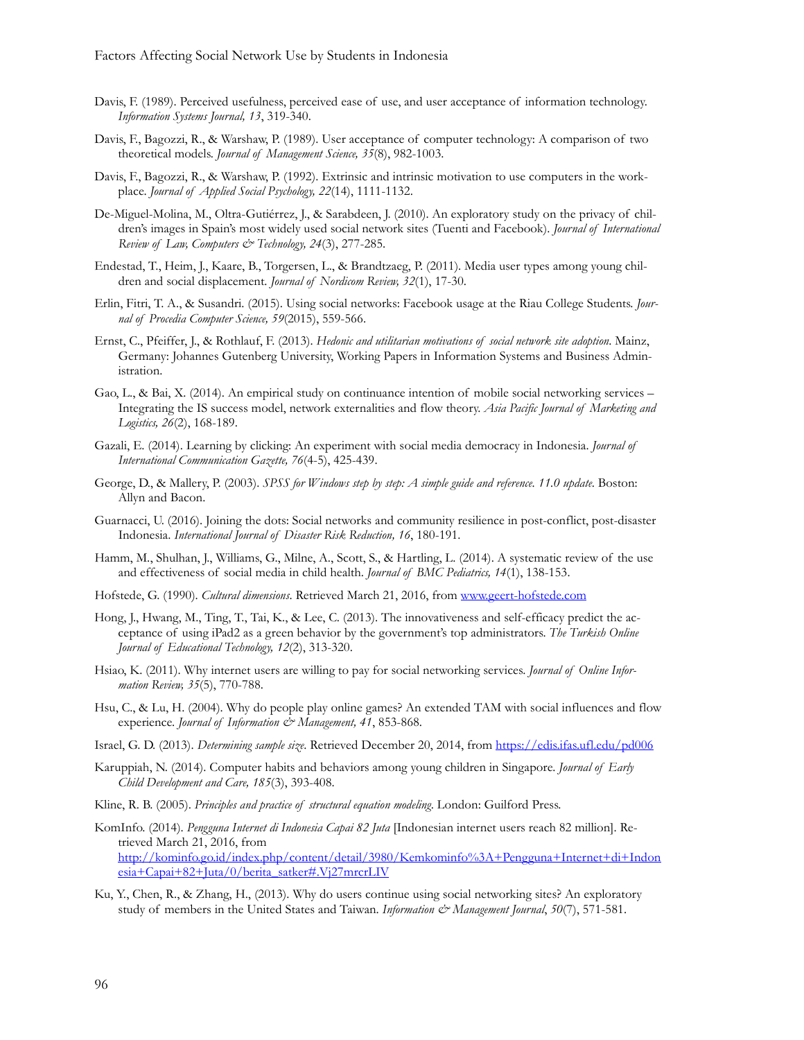Davis, F. (1989). Perceived usefulness, perceived ease of use, and user acceptance of information technology. *Information Systems Journal, 13*, 319-340.

Davis, F., Bagozzi, R., & Warshaw, P. (1989). User acceptance of computer technology: A comparison of two theoretical models. *Journal of Management Science, 35*(8), 982-1003.

Davis, F., Bagozzi, R., & Warshaw, P. (1992). Extrinsic and intrinsic motivation to use computers in the workplace. *Journal of Applied Social Psychology, 22*(14), 1111-1132.

De-Miguel-Molina, M., Oltra-Gutiérrez, J., & Sarabdeen, J. (2010). An exploratory study on the privacy of children's images in Spain's most widely used social network sites (Tuenti and Facebook). *Journal of International Review of Law, Computers & Technology, 24*(3), 277-285.

Endestad, T., Heim, J., Kaare, B., Torgersen, L., & Brandtzaeg, P. (2011). Media user types among young children and social displacement. *Journal of Nordicom Review, 32*(1), 17-30.

Erlin, Fitri, T. A., & Susandri. (2015). Using social networks: Facebook usage at the Riau College Students. *Journal of Procedia Computer Science, 59*(2015), 559-566.

Ernst, C., Pfeiffer, J., & Rothlauf, F. (2013). *Hedonic and utilitarian motivations of social network site adoption*. Mainz, Germany: Johannes Gutenberg University, Working Papers in Information Systems and Business Administration.

Gao, L., & Bai, X. (2014). An empirical study on continuance intention of mobile social networking services – Integrating the IS success model, network externalities and flow theory. *Asia Pacific Journal of Marketing and Logistics, 26*(2), 168-189.

Gazali, E. (2014). Learning by clicking: An experiment with social media democracy in Indonesia. *Journal of International Communication Gazette, 76*(4-5), 425-439.

George, D., & Mallery, P. (2003). *SPSS for Windows step by step: A simple guide and reference. 11.0 update*. Boston: Allyn and Bacon.

Guarnacci, U. (2016). Joining the dots: Social networks and community resilience in post-conflict, post-disaster Indonesia. *International Journal of Disaster Risk Reduction, 16*, 180-191.

Hamm, M., Shulhan, J., Williams, G., Milne, A., Scott, S., & Hartling, L. (2014). A systematic review of the use and effectiveness of social media in child health. *Journal of BMC Pediatrics, 14*(1), 138-153.

Hofstede, G. (1990). *Cultural dimensions*. Retrieved March 21, 2016, from www.geert-hofstede.com

Hong, J., Hwang, M., Ting, T., Tai, K., & Lee, C. (2013). The innovativeness and self-efficacy predict the acceptance of using iPad2 as a green behavior by the government's top administrators. *The Turkish Online Journal of Educational Technology, 12*(2), 313-320.

Hsiao, K. (2011). Why internet users are willing to pay for social networking services. *Journal of Online Information Review, 35*(5), 770-788.

Hsu, C., & Lu, H. (2004). Why do people play online games? An extended TAM with social influences and flow experience. *Journal of Information & Management, 41*, 853-868.

Israel, G. D. (2013). *Determining sample size*. Retrieved December 20, 2014, from https://edis.ifas.ufl.edu/pd006

Karuppiah, N. (2014). Computer habits and behaviors among young children in Singapore. *Journal of Early Child Development and Care, 185*(3), 393-408.

Kline, R. B. (2005). *Principles and practice of structural equation modeling*. London: Guilford Press.

KomInfo. (2014). *Pengguna Internet di Indonesia Capai 82 Juta* [Indonesian internet users reach 82 million]. Retrieved March 21, 2016, from http://kominfo.go.id/index.php/content/detail/3980/Kemkominfo%3A+Pengguna+Internet+di+Indonesia+Capai+82+Juta/0/berita_satker#.Vj27mrcrLIV

Ku, Y., Chen, R., & Zhang, H., (2013). Why do users continue using social networking sites? An exploratory study of members in the United States and Taiwan. *Information & Management Journal*, *50*(7), 571-581.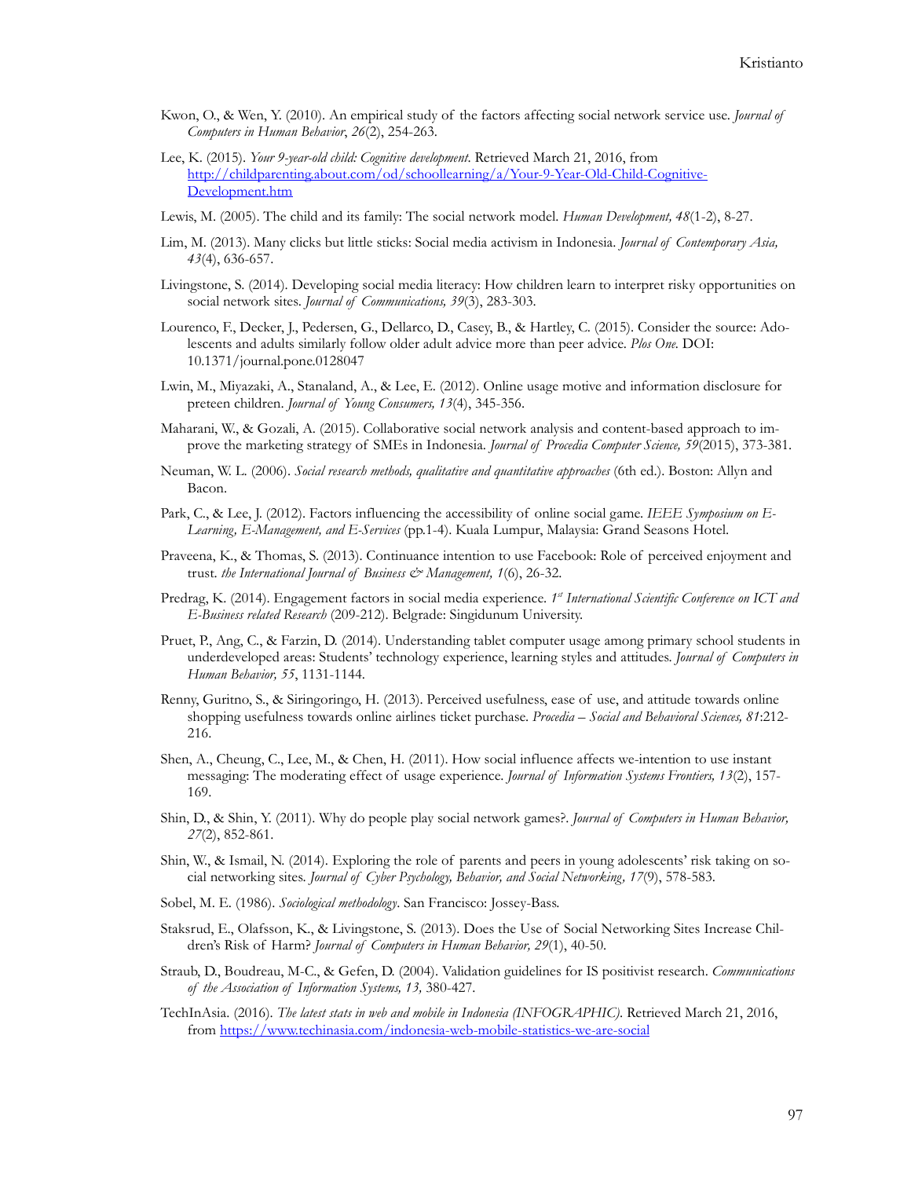Kwon, O., & Wen, Y. (2010). An empirical study of the factors affecting social network service use. *Journal of Computers in Human Behavior*, *26*(2), 254-263.

Lee, K. (2015). *Your 9-year-old child: Cognitive development*. Retrieved March 21, 2016, from [http://childparenting.about.com/od/schoollearning/a/Your-9-Year-Old-Child-Cognitive-Development.htm](http://childparenting.about.com/od/schoollearning/a/Your-9-Year-Old-Child-Cognitive-Development.htm)

Lewis, M. (2005). The child and its family: The social network model. *Human Development, 48*(1-2), 8-27.

Lim, M. (2013). Many clicks but little sticks: Social media activism in Indonesia. *Journal of Contemporary Asia, 43*(4), 636-657.

Livingstone, S. (2014). Developing social media literacy: How children learn to interpret risky opportunities on social network sites. *Journal of Communications, 39*(3), 283-303.

Lourenco, F., Decker, J., Pedersen, G., Dellarco, D., Casey, B., & Hartley, C. (2015). Consider the source: Adolescents and adults similarly follow older adult advice more than peer advice. *Plos One.* DOI: 10.1371/journal.pone.0128047

Lwin, M., Miyazaki, A., Stanaland, A., & Lee, E. (2012). Online usage motive and information disclosure for preteen children. *Journal of Young Consumers, 13*(4), 345-356.

Maharani, W., & Gozali, A. (2015). Collaborative social network analysis and content-based approach to improve the marketing strategy of SMEs in Indonesia. *Journal of Procedia Computer Science, 59*(2015), 373-381.

Neuman, W. L. (2006). *Social research methods, qualitative and quantitative approaches* (6th ed.). Boston: Allyn and Bacon.

Park, C., & Lee, J. (2012). Factors influencing the accessibility of online social game. *IEEE Symposium on E-Learning, E-Management, and E-Services* (pp.1-4). Kuala Lumpur, Malaysia: Grand Seasons Hotel.

Praveena, K., & Thomas, S. (2013). Continuance intention to use Facebook: Role of perceived enjoyment and trust. *the International Journal of Business & Management, 1*(6), 26-32.

Predrag, K. (2014). Engagement factors in social media experience. *1st International Scientific Conference on ICT and E-Business related Research* (209-212). Belgrade: Singidunum University.

Pruet, P., Ang, C., & Farzin, D. (2014). Understanding tablet computer usage among primary school students in underdeveloped areas: Students' technology experience, learning styles and attitudes. *Journal of Computers in Human Behavior, 55*, 1131-1144.

Renny, Guritno, S., & Siringoringo, H. (2013). Perceived usefulness, ease of use, and attitude towards online shopping usefulness towards online airlines ticket purchase. *Procedia – Social and Behavioral Sciences, 81*:212-216.

Shen, A., Cheung, C., Lee, M., & Chen, H. (2011). How social influence affects we-intention to use instant messaging: The moderating effect of usage experience. *Journal of Information Systems Frontiers, 13*(2), 157-169.

Shin, D., & Shin, Y. (2011). Why do people play social network games?. *Journal of Computers in Human Behavior, 27*(2), 852-861.

Shin, W., & Ismail, N. (2014). Exploring the role of parents and peers in young adolescents' risk taking on social networking sites. *Journal of Cyber Psychology, Behavior, and Social Networking*, *17*(9), 578-583.

Sobel, M. E. (1986). *Sociological methodology*. San Francisco: Jossey-Bass.

Staksrud, E., Olafsson, K., & Livingstone, S. (2013). Does the Use of Social Networking Sites Increase Children's Risk of Harm? *Journal of Computers in Human Behavior, 29*(1), 40-50.

Straub, D., Boudreau, M-C., & Gefen, D. (2004). Validation guidelines for IS positivist research. *Communications of the Association of Information Systems, 13,* 380-427.

TechInAsia. (2016). *The latest stats in web and mobile in Indonesia (INFOGRAPHIC).* Retrieved March 21, 2016, from [https://www.techinasia.com/indonesia-web-mobile-statistics-we-are-social](https://www.techinasia.com/indonesia-web-mobile-statistics-we-are-social)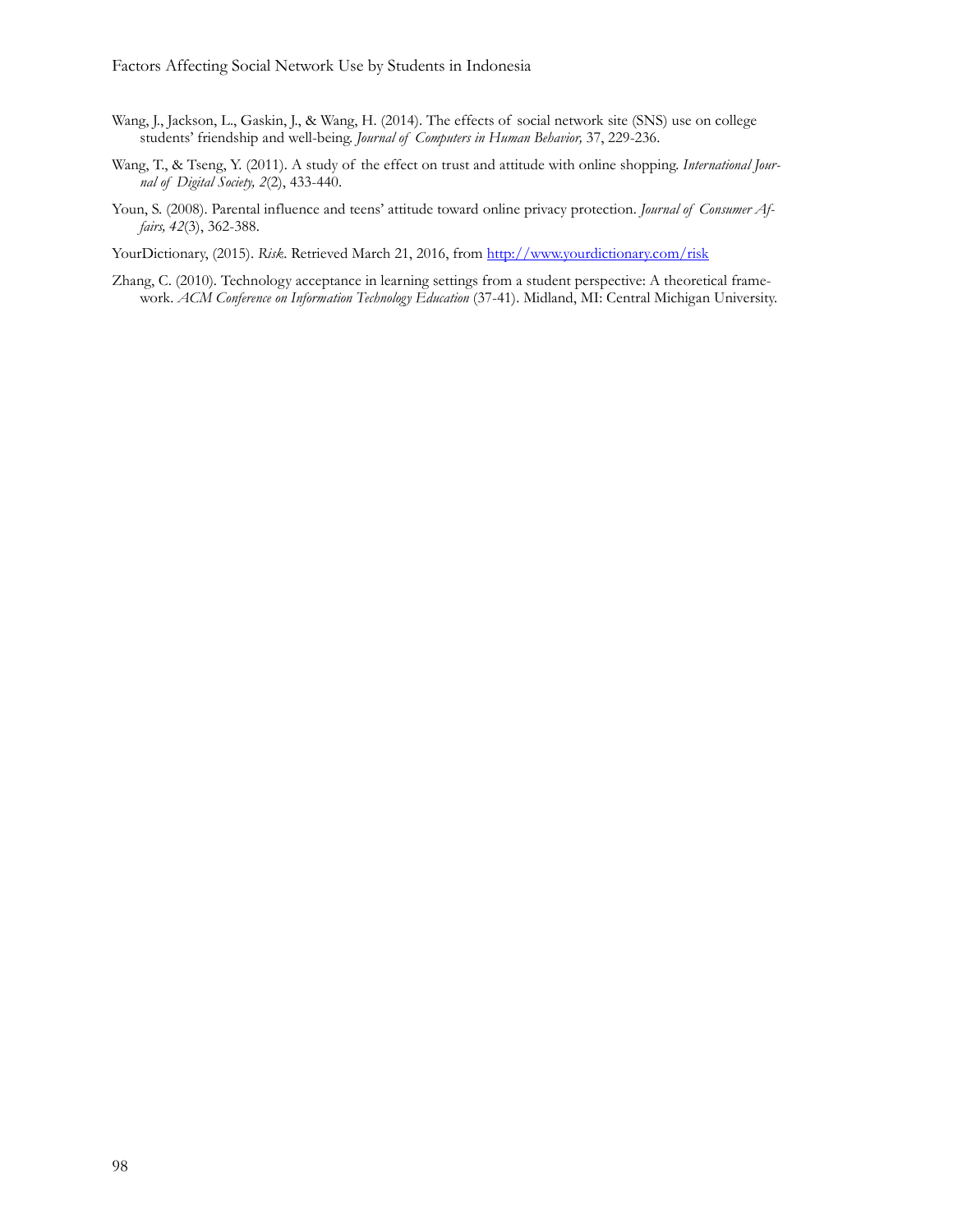Wang, J., Jackson, L., Gaskin, J., & Wang, H. (2014). The effects of social network site (SNS) use on college students' friendship and well-being. *Journal of Computers in Human Behavior,* 37, 229-236.

Wang, T., & Tseng, Y. (2011). A study of the effect on trust and attitude with online shopping. *International Journal of Digital Society, 2*(2), 433-440.

Youn, S. (2008). Parental influence and teens' attitude toward online privacy protection. *Journal of Consumer Affairs, 42*(3), 362-388.

YourDictionary, (2015). *Risk*. Retrieved March 21, 2016, from http://www.yourdictionary.com/risk

Zhang, C. (2010). Technology acceptance in learning settings from a student perspective: A theoretical framework. *ACM Conference on Information Technology Education* (37-41). Midland, MI: Central Michigan University.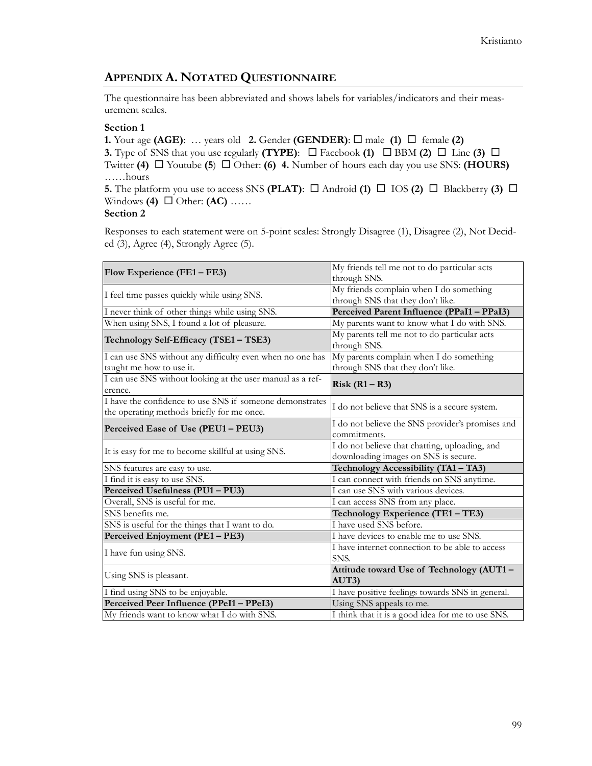## APPENDIX A. NOTATED QUESTIONNAIRE

The questionnaire has been abbreviated and shows labels for variables/indicators and their measurement scales.

**Section 1**

**1.** Your age **(AGE)**: … years old **2.** Gender **(GENDER)**: ☐ male **(1)** ☐ female **(2)**
**3.** Type of SNS that you use regularly **(TYPE)**: ☐ Facebook **(1)** ☐ BBM **(2)** ☐ Line **(3)** ☐ Twitter **(4)** ☐ Youtube **(5)** ☐ Other: **(6)** **4.** Number of hours each day you use SNS: **(HOURS)** ……hours
**5.** The platform you use to access SNS **(PLAT)**: ☐ Android **(1)** ☐ IOS **(2)** ☐ Blackberry **(3)** ☐ Windows **(4)** ☐ Other: **(AC)** ……

**Section 2**

Responses to each statement were on 5-point scales: Strongly Disagree (1), Disagree (2), Not Decided (3), Agree (4), Strongly Agree (5).

| | |
|---|---|
| **Flow Experience (FE1 – FE3)** | My friends tell me not to do particular acts through SNS. |
| I feel time passes quickly while using SNS. | My friends complain when I do something through SNS that they don't like. |
| I never think of other things while using SNS. | **Perceived Parent Influence (PPaI1 – PPaI3)** |
| When using SNS, I found a lot of pleasure. | My parents want to know what I do with SNS. |
| **Technology Self-Efficacy (TSE1 – TSE3)** | My parents tell me not to do particular acts through SNS. |
| I can use SNS without any difficulty even when no one has taught me how to use it. | My parents complain when I do something through SNS that they don't like. |
| I can use SNS without looking at the user manual as a reference. | **Risk (R1 – R3)** |
| I have the confidence to use SNS if someone demonstrates the operating methods briefly for me once. | I do not believe that SNS is a secure system. |
| **Perceived Ease of Use (PEU1 – PEU3)** | I do not believe the SNS provider's promises and commitments. |
| It is easy for me to become skillful at using SNS. | I do not believe that chatting, uploading, and downloading images on SNS is secure. |
| SNS features are easy to use. | **Technology Accessibility (TA1 – TA3)** |
| I find it is easy to use SNS. | I can connect with friends on SNS anytime. |
| **Perceived Usefulness (PU1 – PU3)** | I can use SNS with various devices. |
| Overall, SNS is useful for me. | I can access SNS from any place. |
| SNS benefits me. | **Technology Experience (TE1 – TE3)** |
| SNS is useful for the things that I want to do. | I have used SNS before. |
| **Perceived Enjoyment (PE1 – PE3)** | I have devices to enable me to use SNS. |
| I have fun using SNS. | I have internet connection to be able to access SNS. |
| Using SNS is pleasant. | **Attitude toward Use of Technology (AUT1 – AUT3)** |
| I find using SNS to be enjoyable. | I have positive feelings towards SNS in general. |
| **Perceived Peer Influence (PPeI1 – PPeI3)** | Using SNS appeals to me. |
| My friends want to know what I do with SNS. | I think that it is a good idea for me to use SNS. |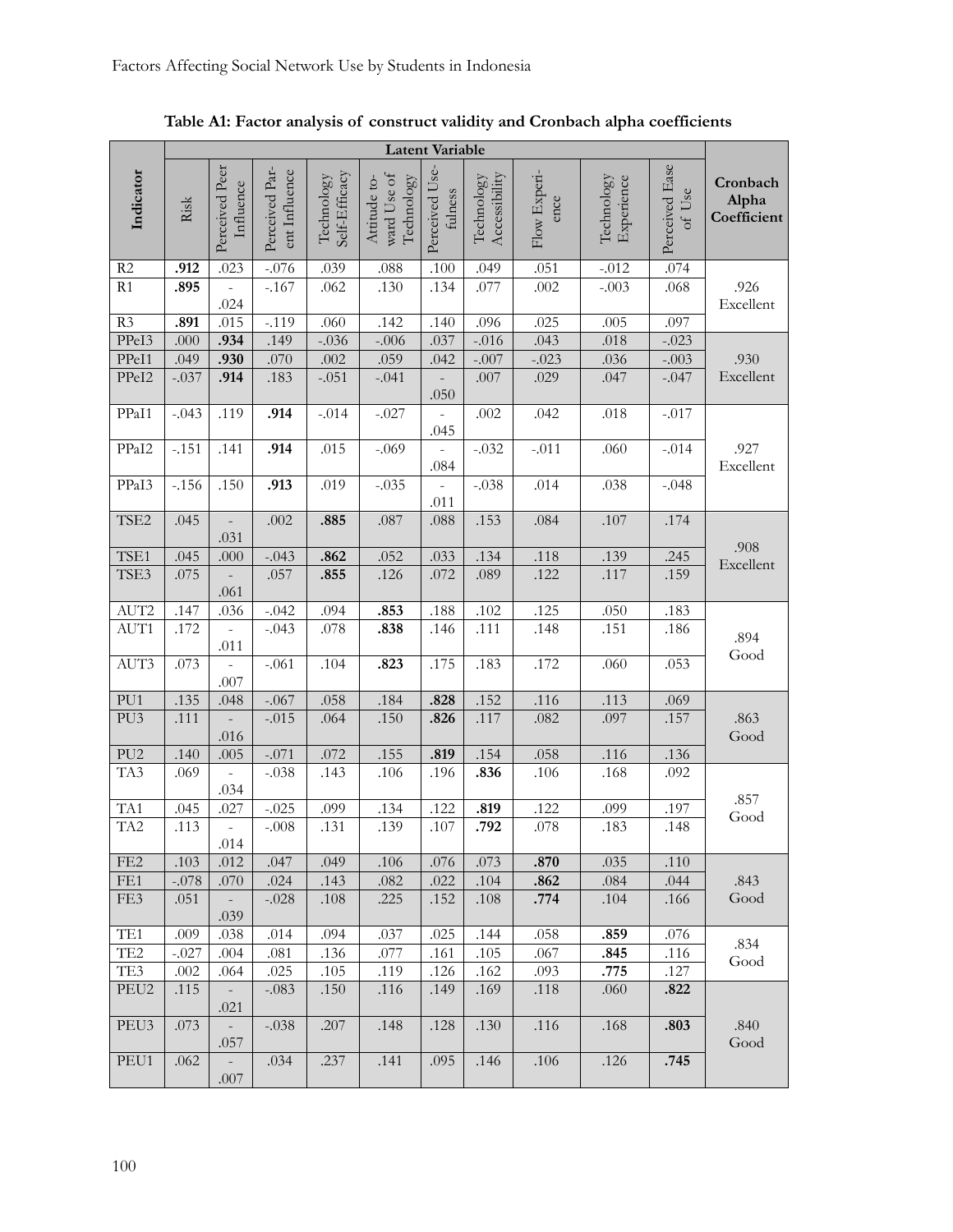**Table A1: Factor analysis of construct validity and Cronbach alpha coefficients**

| Indicator | Latent Variable | | | | | | | | | | Cronbach Alpha Coefficient |
|---|---|---|---|---|---|---|---|---|---|---|---|
| | Risk | Perceived Peer Influence | Perceived Parent Influence | Technology Self-Efficacy | Attitude toward Use of Technology | Perceived Usefulness | Technology Accessibility | Flow Experience | Technology Experience | Perceived Ease of Use | |
| R2 | **.912** | .023 | -.076 | .039 | .088 | .100 | .049 | .051 | -.012 | .074 | .926 Excellent |
| R1 | **.895** | -.024 | -.167 | .062 | .130 | .134 | .077 | .002 | -.003 | .068 | |
| R3 | **.891** | .015 | -.119 | .060 | .142 | .140 | .096 | .025 | .005 | .097 | |
| PPeI3 | .000 | **.934** | .149 | -.036 | -.006 | .037 | -.016 | .043 | .018 | -.023 | .930 Excellent |
| PPeI1 | .049 | **.930** | .070 | .002 | .059 | .042 | -.007 | -.023 | .036 | -.003 | |
| PPeI2 | -.037 | **.914** | .183 | -.051 | -.041 | -.050 | .007 | .029 | .047 | -.047 | |
| PPaI1 | -.043 | .119 | **.914** | -.014 | -.027 | -.045 | .002 | .042 | .018 | -.017 | .927 Excellent |
| PPaI2 | -.151 | .141 | **.914** | .015 | -.069 | -.084 | -.032 | -.011 | .060 | -.014 | |
| PPaI3 | -.156 | .150 | **.913** | .019 | -.035 | -.011 | -.038 | .014 | .038 | -.048 | |
| TSE2 | .045 | -.031 | .002 | **.885** | .087 | .088 | .153 | .084 | .107 | .174 | .908 Excellent |
| TSE1 | .045 | .000 | -.043 | **.862** | .052 | .033 | .134 | .118 | .139 | .245 | |
| TSE3 | .075 | -.061 | .057 | **.855** | .126 | .072 | .089 | .122 | .117 | .159 | |
| AUT2 | .147 | .036 | -.042 | .094 | **.853** | .188 | .102 | .125 | .050 | .183 | .894 Good |
| AUT1 | .172 | -.011 | -.043 | .078 | **.838** | .146 | .111 | .148 | .151 | .186 | |
| AUT3 | .073 | -.007 | -.061 | .104 | **.823** | .175 | .183 | .172 | .060 | .053 | |
| PU1 | .135 | .048 | -.067 | .058 | .184 | **.828** | .152 | .116 | .113 | .069 | .863 Good |
| PU3 | .111 | -.016 | -.015 | .064 | .150 | **.826** | .117 | .082 | .097 | .157 | |
| PU2 | .140 | .005 | -.071 | .072 | .155 | **.819** | .154 | .058 | .116 | .136 | |
| TA3 | .069 | -.034 | -.038 | .143 | .106 | .196 | **.836** | .106 | .168 | .092 | .857 Good |
| TA1 | .045 | .027 | -.025 | .099 | .134 | .122 | **.819** | .122 | .099 | .197 | |
| TA2 | .113 | -.014 | -.008 | .131 | .139 | .107 | **.792** | .078 | .183 | .148 | |
| FE2 | .103 | .012 | .047 | .049 | .106 | .076 | .073 | **.870** | .035 | .110 | .843 Good |
| FE1 | -.078 | .070 | .024 | .143 | .082 | .022 | .104 | **.862** | .084 | .044 | |
| FE3 | .051 | -.039 | -.028 | .108 | .225 | .152 | .108 | **.774** | .104 | .166 | |
| TE1 | .009 | .038 | .014 | .094 | .037 | .025 | .144 | .058 | **.859** | .076 | .834 Good |
| TE2 | -.027 | .004 | .081 | .136 | .077 | .161 | .105 | .067 | **.845** | .116 | |
| TE3 | .002 | .064 | .025 | .105 | .119 | .126 | .162 | .093 | **.775** | .127 | |
| PEU2 | .115 | -.021 | -.083 | .150 | .116 | .149 | .169 | .118 | .060 | **.822** | .840 Good |
| PEU3 | .073 | -.057 | -.038 | .207 | .148 | .128 | .130 | .116 | .168 | **.803** | |
| PEU1 | .062 | -.007 | .034 | .237 | .141 | .095 | .146 | .106 | .126 | **.745** | |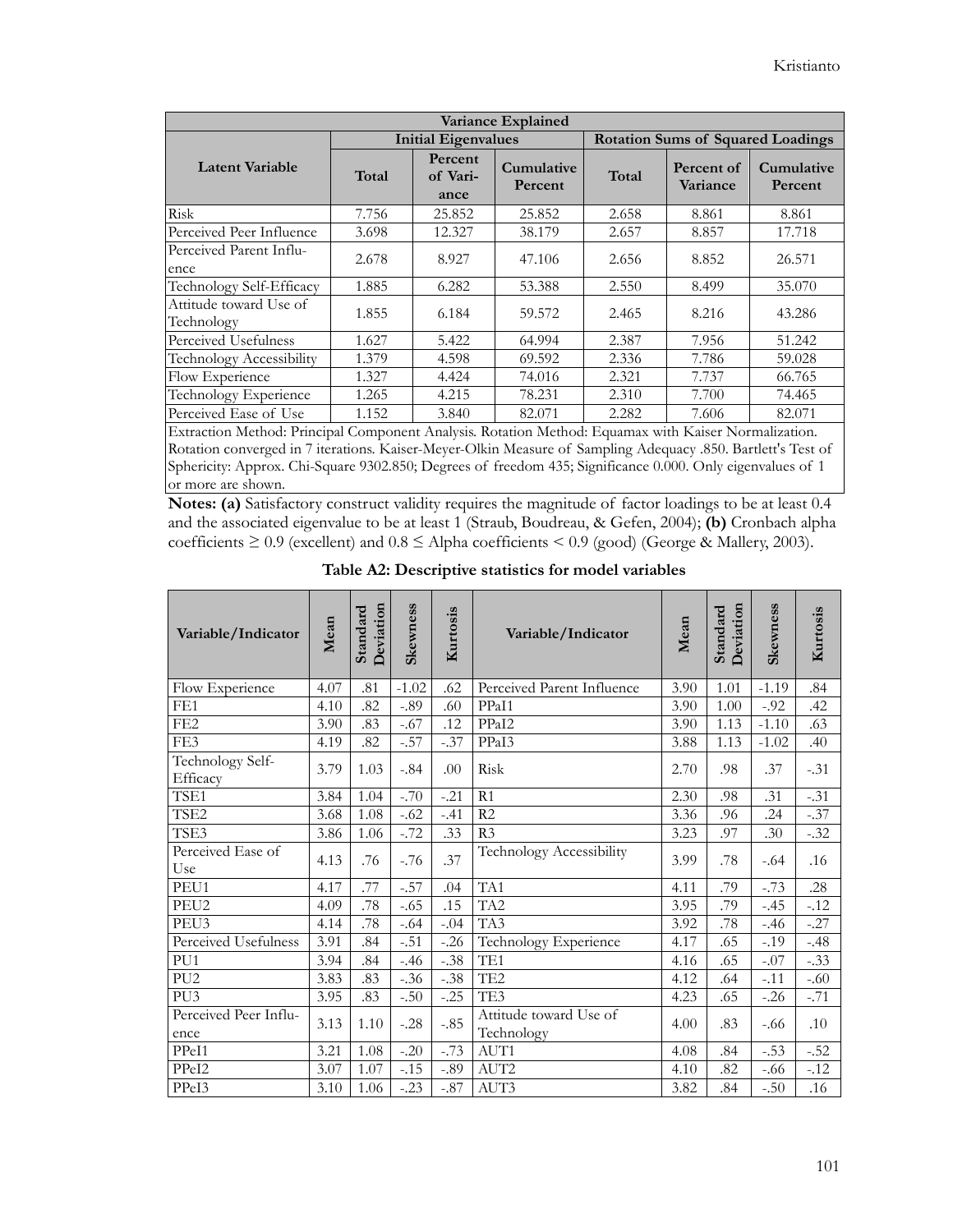| Variance Explained | | | | | | |
|---|---|---|---|---|---|---|
| **Latent Variable** | **Initial Eigenvalues** | | | **Rotation Sums of Squared Loadings** | | |
| | **Total** | **Percent of Variance** | **Cumulative Percent** | **Total** | **Percent of Variance** | **Cumulative Percent** |
| Risk | 7.756 | 25.852 | 25.852 | 2.658 | 8.861 | 8.861 |
| Perceived Peer Influence | 3.698 | 12.327 | 38.179 | 2.657 | 8.857 | 17.718 |
| Perceived Parent Influence | 2.678 | 8.927 | 47.106 | 2.656 | 8.852 | 26.571 |
| Technology Self-Efficacy | 1.885 | 6.282 | 53.388 | 2.550 | 8.499 | 35.070 |
| Attitude toward Use of Technology | 1.855 | 6.184 | 59.572 | 2.465 | 8.216 | 43.286 |
| Perceived Usefulness | 1.627 | 5.422 | 64.994 | 2.387 | 7.956 | 51.242 |
| Technology Accessibility | 1.379 | 4.598 | 69.592 | 2.336 | 7.786 | 59.028 |
| Flow Experience | 1.327 | 4.424 | 74.016 | 2.321 | 7.737 | 66.765 |
| Technology Experience | 1.265 | 4.215 | 78.231 | 2.310 | 7.700 | 74.465 |
| Perceived Ease of Use | 1.152 | 3.840 | 82.071 | 2.282 | 7.606 | 82.071 |

Extraction Method: Principal Component Analysis. Rotation Method: Equamax with Kaiser Normalization. Rotation converged in 7 iterations. Kaiser-Meyer-Olkin Measure of Sampling Adequacy .850. Bartlett's Test of Sphericity: Approx. Chi-Square 9302.850; Degrees of freedom 435; Significance 0.000. Only eigenvalues of 1 or more are shown.

**Notes: (a)** Satisfactory construct validity requires the magnitude of factor loadings to be at least 0.4 and the associated eigenvalue to be at least 1 (Straub, Boudreau, & Gefen, 2004); **(b)** Cronbach alpha coefficients $\geq 0.9$ (excellent) and $0.8 \leq$ Alpha coefficients $< 0.9$ (good) (George & Mallery, 2003).

**Table A2: Descriptive statistics for model variables**

| Variable/Indicator | Mean | Standard Deviation | Skewness | Kurtosis | Variable/Indicator | Mean | Standard Deviation | Skewness | Kurtosis |
|---|---|---|---|---|---|---|---|---|---|
| Flow Experience | 4.07 | .81 | -1.02 | .62 | Perceived Parent Influence | 3.90 | 1.01 | -1.19 | .84 |
| FE1 | 4.10 | .82 | -.89 | .60 | PPaI1 | 3.90 | 1.00 | -.92 | .42 |
| FE2 | 3.90 | .83 | -.67 | .12 | PPaI2 | 3.90 | 1.13 | -1.10 | .63 |
| FE3 | 4.19 | .82 | -.57 | -.37 | PPaI3 | 3.88 | 1.13 | -1.02 | .40 |
| Technology Self-Efficacy | 3.79 | 1.03 | -.84 | .00 | Risk | 2.70 | .98 | .37 | -.31 |
| TSE1 | 3.84 | 1.04 | -.70 | -.21 | R1 | 2.30 | .98 | .31 | -.31 |
| TSE2 | 3.68 | 1.08 | -.62 | -.41 | R2 | 3.36 | .96 | .24 | -.37 |
| TSE3 | 3.86 | 1.06 | -.72 | .33 | R3 | 3.23 | .97 | .30 | -.32 |
| Perceived Ease of Use | 4.13 | .76 | -.76 | .37 | Technology Accessibility | 3.99 | .78 | -.64 | .16 |
| PEU1 | 4.17 | .77 | -.57 | .04 | TA1 | 4.11 | .79 | -.73 | .28 |
| PEU2 | 4.09 | .78 | -.65 | .15 | TA2 | 3.95 | .79 | -.45 | -.12 |
| PEU3 | 4.14 | .78 | -.64 | -.04 | TA3 | 3.92 | .78 | -.46 | -.27 |
| Perceived Usefulness | 3.91 | .84 | -.51 | -.26 | Technology Experience | 4.17 | .65 | -.19 | -.48 |
| PU1 | 3.94 | .84 | -.46 | -.38 | TE1 | 4.16 | .65 | -.07 | -.33 |
| PU2 | 3.83 | .83 | -.36 | -.38 | TE2 | 4.12 | .64 | -.11 | -.60 |
| PU3 | 3.95 | .83 | -.50 | -.25 | TE3 | 4.23 | .65 | -.26 | -.71 |
| Perceived Peer Influence | 3.13 | 1.10 | -.28 | -.85 | Attitude toward Use of Technology | 4.00 | .83 | -.66 | .10 |
| PPeI1 | 3.21 | 1.08 | -.20 | -.73 | AUT1 | 4.08 | .84 | -.53 | -.52 |
| PPeI2 | 3.07 | 1.07 | -.15 | -.89 | AUT2 | 4.10 | .82 | -.66 | -.12 |
| PPeI3 | 3.10 | 1.06 | -.23 | -.87 | AUT3 | 3.82 | .84 | -.50 | .16 |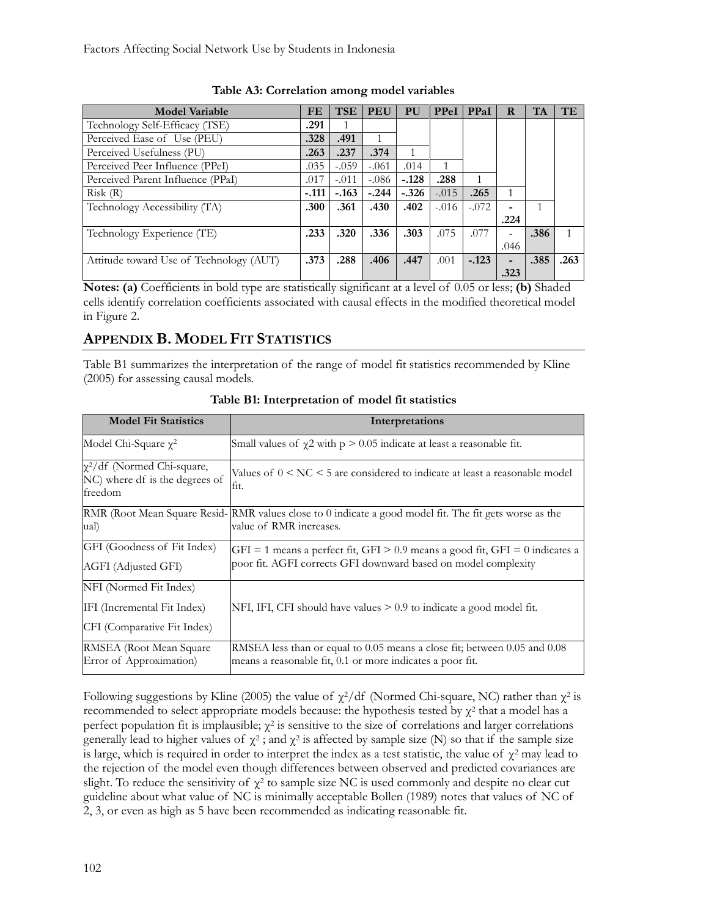**Table A3: Correlation among model variables**

| Model Variable | FE | TSE | PEU | PU | PPeI | PPaI | R | TA | TE |
|---|---|---|---|---|---|---|---|---|---|
| Technology Self-Efficacy (TSE) | **.291** | 1 | | | | | | | |
| Perceived Ease of Use (PEU) | **.328** | **.491** | 1 | | | | | | |
| Perceived Usefulness (PU) | **.263** | **.237** | **.374** | 1 | | | | | |
| Perceived Peer Influence (PPeI) | .035 | -.059 | -.061 | .014 | 1 | | | | |
| Perceived Parent Influence (PPaI) | .017 | -.011 | -.086 | **-.128** | **.288** | 1 | | | |
| Risk (R) | **-.111** | **-.163** | **-.244** | **-.326** | -.015 | **.265** | 1 | | |
| Technology Accessibility (TA) | **.300** | **.361** | **.430** | **.402** | -.016 | -.072 | **-.224** | 1 | |
| Technology Experience (TE) | **.233** | **.320** | **.336** | **.303** | .075 | .077 | -.046 | **.386** | 1 |
| Attitude toward Use of Technology (AUT) | **.373** | **.288** | **.406** | **.447** | .001 | **-.123** | **-.323** | **.385** | **.263** |

**Notes: (a)** Coefficients in bold type are statistically significant at a level of 0.05 or less; **(b)** Shaded cells identify correlation coefficients associated with causal effects in the modified theoretical model in Figure 2.

## APPENDIX B. MODEL FIT STATISTICS

Table B1 summarizes the interpretation of the range of model fit statistics recommended by Kline (2005) for assessing causal models.

**Table B1: Interpretation of model fit statistics**

| Model Fit Statistics | Interpretations |
|---|---|
| Model Chi-Square $\chi^2$ | Small values of $\chi2$ with $p > 0.05$ indicate at least a reasonable fit. |
| $\chi^2$/df (Normed Chi-square, NC) where df is the degrees of freedom | Values of $0 < NC < 5$ are considered to indicate at least a reasonable model fit. |
| RMR (Root Mean Square Residual) | RMR values close to 0 indicate a good model fit. The fit gets worse as the value of RMR increases. |
| GFI (Goodness of Fit Index)<br>AGFI (Adjusted GFI) | GFI = 1 means a perfect fit, GFI > 0.9 means a good fit, GFI = 0 indicates a poor fit. AGFI corrects GFI downward based on model complexity |
| NFI (Normed Fit Index)<br>IFI (Incremental Fit Index)<br>CFI (Comparative Fit Index) | NFI, IFI, CFI should have values > 0.9 to indicate a good model fit. |
| RMSEA (Root Mean Square Error of Approximation) | RMSEA less than or equal to 0.05 means a close fit; between 0.05 and 0.08 means a reasonable fit, 0.1 or more indicates a poor fit. |

Following suggestions by Kline (2005) the value of $\chi^2$/df (Normed Chi-square, NC) rather than $\chi^2$ is recommended to select appropriate models because: the hypothesis tested by $\chi^2$ that a model has a perfect population fit is implausible; $\chi^2$ is sensitive to the size of correlations and larger correlations generally lead to higher values of $\chi^2$ ; and $\chi^2$ is affected by sample size (N) so that if the sample size is large, which is required in order to interpret the index as a test statistic, the value of $\chi^2$ may lead to the rejection of the model even though differences between observed and predicted covariances are slight. To reduce the sensitivity of $\chi^2$ to sample size NC is used commonly and despite no clear cut guideline about what value of NC is minimally acceptable Bollen (1989) notes that values of NC of 2, 3, or even as high as 5 have been recommended as indicating reasonable fit.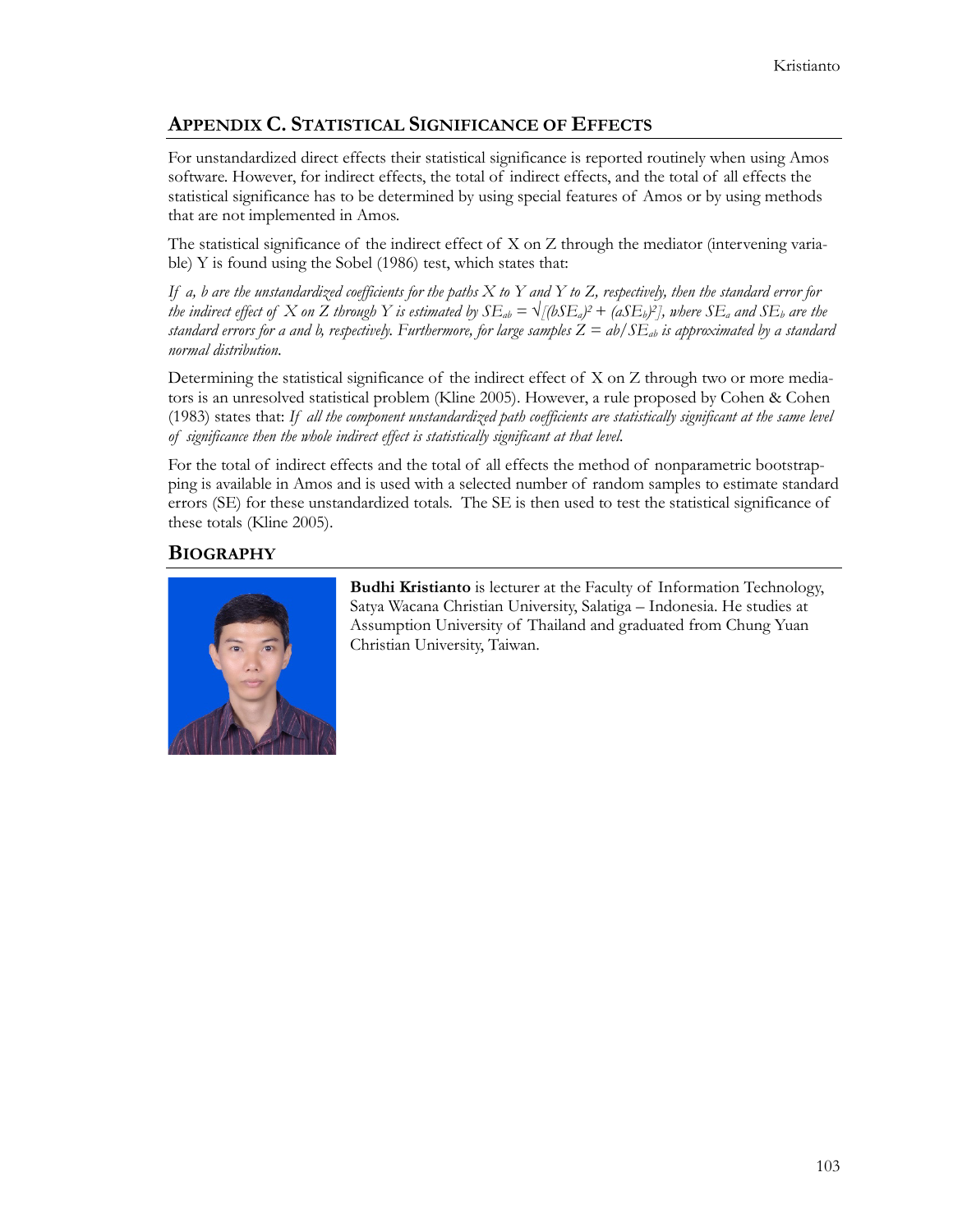## APPENDIX C. STATISTICAL SIGNIFICANCE OF EFFECTS

For unstandardized direct effects their statistical significance is reported routinely when using Amos software. However, for indirect effects, the total of indirect effects, and the total of all effects the statistical significance has to be determined by using special features of Amos or by using methods that are not implemented in Amos.

The statistical significance of the indirect effect of X on Z through the mediator (intervening variable) Y is found using the Sobel (1986) test, which states that:

*If a, b are the unstandardized coefficients for the paths X to Y and Y to Z, respectively, then the standard error for the indirect effect of X on Z through Y is estimated by* $SE_{ab} = \sqrt{(bSE_a)^2 + (aSE_b)^2}$*, where* $SE_a$ *and* $SE_b$ *are the standard errors for a and b, respectively. Furthermore, for large samples* $Z = ab/SE_{ab}$ *is approximated by a standard normal distribution.*

Determining the statistical significance of the indirect effect of X on Z through two or more mediators is an unresolved statistical problem (Kline 2005). However, a rule proposed by Cohen & Cohen (1983) states that: *If all the component unstandardized path coefficients are statistically significant at the same level of significance then the whole indirect effect is statistically significant at that level.*

For the total of indirect effects and the total of all effects the method of nonparametric bootstrapping is available in Amos and is used with a selected number of random samples to estimate standard errors (SE) for these unstandardized totals. The SE is then used to test the statistical significance of these totals (Kline 2005).

## BIOGRAPHY

**Budhi Kristianto** is lecturer at the Faculty of Information Technology, Satya Wacana Christian University, Salatiga – Indonesia. He studies at Assumption University of Thailand and graduated from Chung Yuan Christian University, Taiwan.